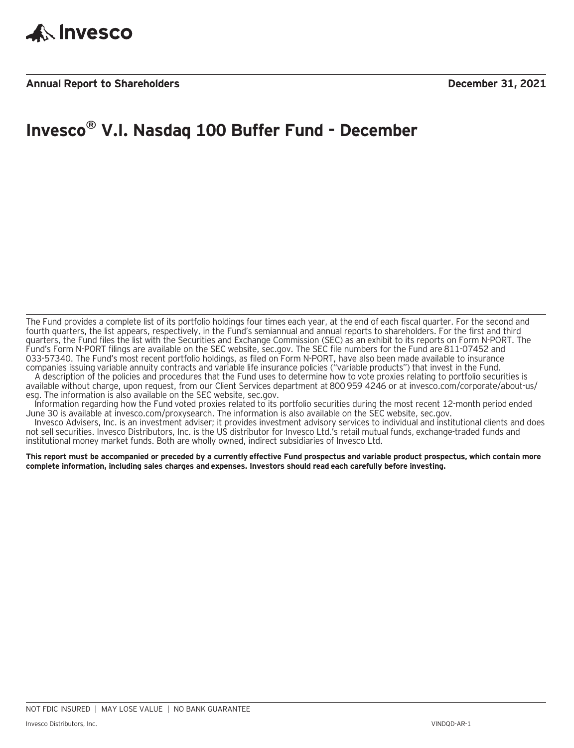Invesco

**Annual Report to Shareholders** **December 31, 2021**

# Invesco® V.I. Nasdaq 100 Buffer Fund - December

The Fund provides a complete list of its portfolio holdings four times each year, at the end of each fiscal quarter. For the second and fourth quarters, the list appears, respectively, in the Fund's semiannual and annual reports to shareholders. For the first and third quarters, the Fund files the list with the Securities and Exchange Commission (SEC) as an exhibit to its reports on Form N-PORT. The Fund's Form N-PORT filings are available on the SEC website, sec.gov. The SEC file numbers for the Fund are 811-07452 and 033-57340. The Fund's most recent portfolio holdings, as filed on Form N-PORT, have also been made available to insurance companies issuing variable annuity contracts and variable life insurance policies ("variable products") that invest in the Fund.

A description of the policies and procedures that the Fund uses to determine how to vote proxies relating to portfolio securities is available without charge, upon request, from our Client Services department at 800 959 4246 or at invesco.com/corporate/about-us/esg. The information is also available on the SEC website, sec.gov.

Information regarding how the Fund voted proxies related to its portfolio securities during the most recent 12-month period ended June 30 is available at invesco.com/proxysearch. The information is also available on the SEC website, sec.gov.

Invesco Advisers, Inc. is an investment adviser; it provides investment advisory services to individual and institutional clients and does not sell securities. Invesco Distributors, Inc. is the US distributor for Invesco Ltd.'s retail mutual funds, exchange-traded funds and institutional money market funds. Both are wholly owned, indirect subsidiaries of Invesco Ltd.

**This report must be accompanied or preceded by a currently effective Fund prospectus and variable product prospectus, which contain more complete information, including sales charges and expenses. Investors should read each carefully before investing.**

NOT FDIC INSURED | MAY LOSE VALUE | NO BANK GUARANTEE

Invesco Distributors, Inc. VINDQD-AR-1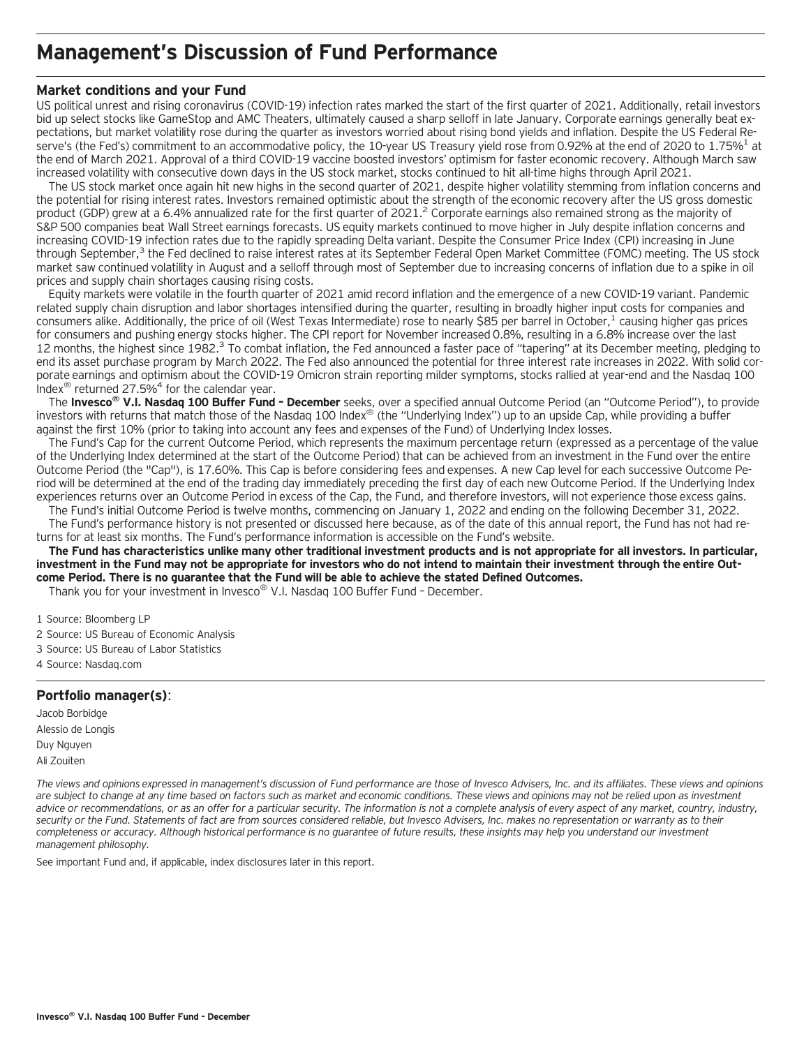# Management's Discussion of Fund Performance

## Market conditions and your Fund

US political unrest and rising coronavirus (COVID-19) infection rates marked the start of the first quarter of 2021. Additionally, retail investors bid up select stocks like GameStop and AMC Theaters, ultimately caused a sharp selloff in late January. Corporate earnings generally beat expectations, but market volatility rose during the quarter as investors worried about rising bond yields and inflation. Despite the US Federal Reserve's (the Fed's) commitment to an accommodative policy, the 10-year US Treasury yield rose from 0.92% at the end of 2020 to 1.75%[1] at the end of March 2021. Approval of a third COVID-19 vaccine boosted investors' optimism for faster economic recovery. Although March saw increased volatility with consecutive down days in the US stock market, stocks continued to hit all-time highs through April 2021.

The US stock market once again hit new highs in the second quarter of 2021, despite higher volatility stemming from inflation concerns and the potential for rising interest rates. Investors remained optimistic about the strength of the economic recovery after the US gross domestic product (GDP) grew at a 6.4% annualized rate for the first quarter of 2021.[2] Corporate earnings also remained strong as the majority of S&P 500 companies beat Wall Street earnings forecasts. US equity markets continued to move higher in July despite inflation concerns and increasing COVID-19 infection rates due to the rapidly spreading Delta variant. Despite the Consumer Price Index (CPI) increasing in June through September,[3] the Fed declined to raise interest rates at its September Federal Open Market Committee (FOMC) meeting. The US stock market saw continued volatility in August and a selloff through most of September due to increasing concerns of inflation due to a spike in oil prices and supply chain shortages causing rising costs.

Equity markets were volatile in the fourth quarter of 2021 amid record inflation and the emergence of a new COVID-19 variant. Pandemic related supply chain disruption and labor shortages intensified during the quarter, resulting in broadly higher input costs for companies and consumers alike. Additionally, the price of oil (West Texas Intermediate) rose to nearly $85 per barrel in October,[1] causing higher gas prices for consumers and pushing energy stocks higher. The CPI report for November increased 0.8%, resulting in a 6.8% increase over the last 12 months, the highest since 1982.[3] To combat inflation, the Fed announced a faster pace of "tapering" at its December meeting, pledging to end its asset purchase program by March 2022. The Fed also announced the potential for three interest rate increases in 2022. With solid corporate earnings and optimism about the COVID-19 Omicron strain reporting milder symptoms, stocks rallied at year-end and the Nasdaq 100 Index® returned 27.5%[4] for the calendar year.

The **Invesco® V.I. Nasdaq 100 Buffer Fund – December** seeks, over a specified annual Outcome Period (an "Outcome Period"), to provide investors with returns that match those of the Nasdaq 100 Index® (the "Underlying Index") up to an upside Cap, while providing a buffer against the first 10% (prior to taking into account any fees and expenses of the Fund) of Underlying Index losses.

The Fund's Cap for the current Outcome Period, which represents the maximum percentage return (expressed as a percentage of the value of the Underlying Index determined at the start of the Outcome Period) that can be achieved from an investment in the Fund over the entire Outcome Period (the "Cap"), is 17.60%. This Cap is before considering fees and expenses. A new Cap level for each successive Outcome Period will be determined at the end of the trading day immediately preceding the first day of each new Outcome Period. If the Underlying Index experiences returns over an Outcome Period in excess of the Cap, the Fund, and therefore investors, will not experience those excess gains.

The Fund's initial Outcome Period is twelve months, commencing on January 1, 2022 and ending on the following December 31, 2022.

The Fund's performance history is not presented or discussed here because, as of the date of this annual report, the Fund has not had returns for at least six months. The Fund's performance information is accessible on the Fund's website.

**The Fund has characteristics unlike many other traditional investment products and is not appropriate for all investors. In particular, investment in the Fund may not be appropriate for investors who do not intend to maintain their investment through the entire Outcome Period. There is no guarantee that the Fund will be able to achieve the stated Defined Outcomes.**

Thank you for your investment in Invesco® V.I. Nasdaq 100 Buffer Fund – December.

1 Source: Bloomberg LP

2 Source: US Bureau of Economic Analysis

3 Source: US Bureau of Labor Statistics

4 Source: Nasdaq.com

## Portfolio manager(s):

Jacob Borbidge

Alessio de Longis

Duy Nguyen

Ali Zouiten

*The views and opinions expressed in management's discussion of Fund performance are those of Invesco Advisers, Inc. and its affiliates. These views and opinions are subject to change at any time based on factors such as market and economic conditions. These views and opinions may not be relied upon as investment advice or recommendations, or as an offer for a particular security. The information is not a complete analysis of every aspect of any market, country, industry, security or the Fund. Statements of fact are from sources considered reliable, but Invesco Advisers, Inc. makes no representation or warranty as to their completeness or accuracy. Although historical performance is no guarantee of future results, these insights may help you understand our investment management philosophy.*

See important Fund and, if applicable, index disclosures later in this report.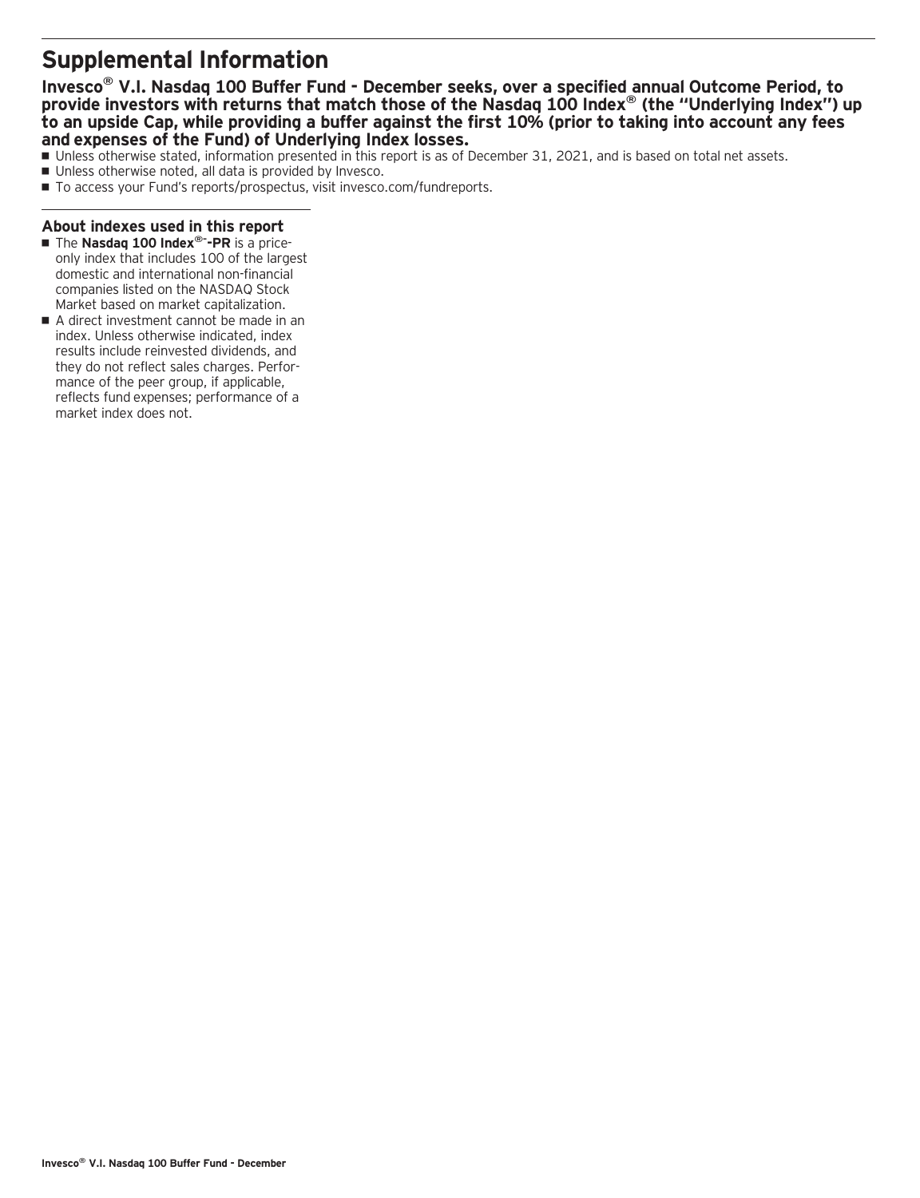# Supplemental Information

**Invesco® V.I. Nasdaq 100 Buffer Fund - December seeks, over a specified annual Outcome Period, to provide investors with returns that match those of the Nasdaq 100 Index® (the "Underlying Index") up to an upside Cap, while providing a buffer against the first 10% (prior to taking into account any fees and expenses of the Fund) of Underlying Index losses.**

- Unless otherwise stated, information presented in this report is as of December 31, 2021, and is based on total net assets.
- Unless otherwise noted, all data is provided by Invesco.
- To access your Fund's reports/prospectus, visit invesco.com/fundreports.

### About indexes used in this report

- The **Nasdaq 100 Index®-PR** is a price-only index that includes 100 of the largest domestic and international non-financial companies listed on the NASDAQ Stock Market based on market capitalization.
- A direct investment cannot be made in an index. Unless otherwise indicated, index results include reinvested dividends, and they do not reflect sales charges. Performance of the peer group, if applicable, reflects fund expenses; performance of a market index does not.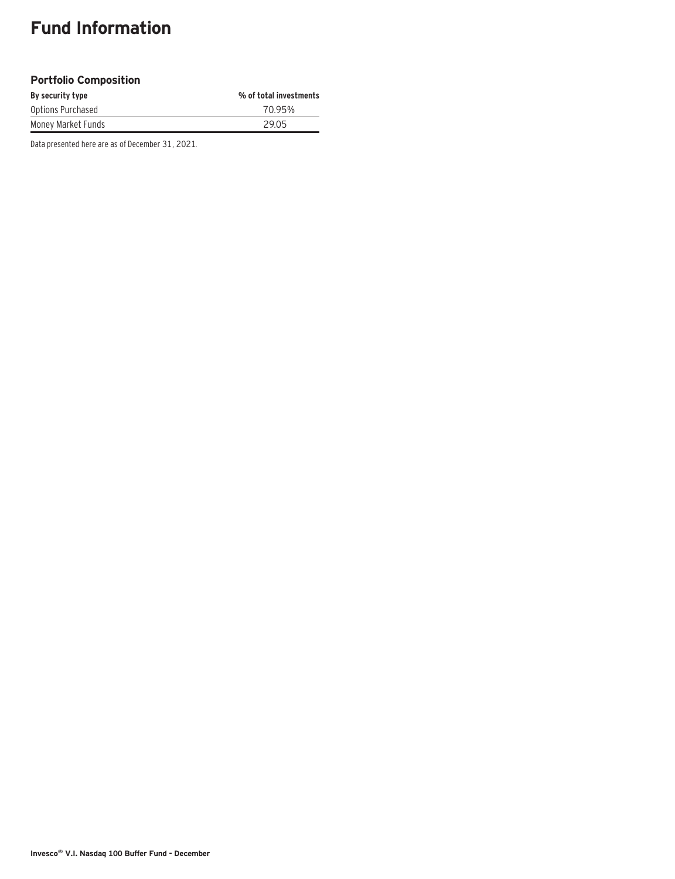# Fund Information

### Portfolio Composition

| By security type | % of total investments |
| --- | --- |
| Options Purchased | 70.95% |
| Money Market Funds | 29.05 |

Data presented here are as of December 31, 2021.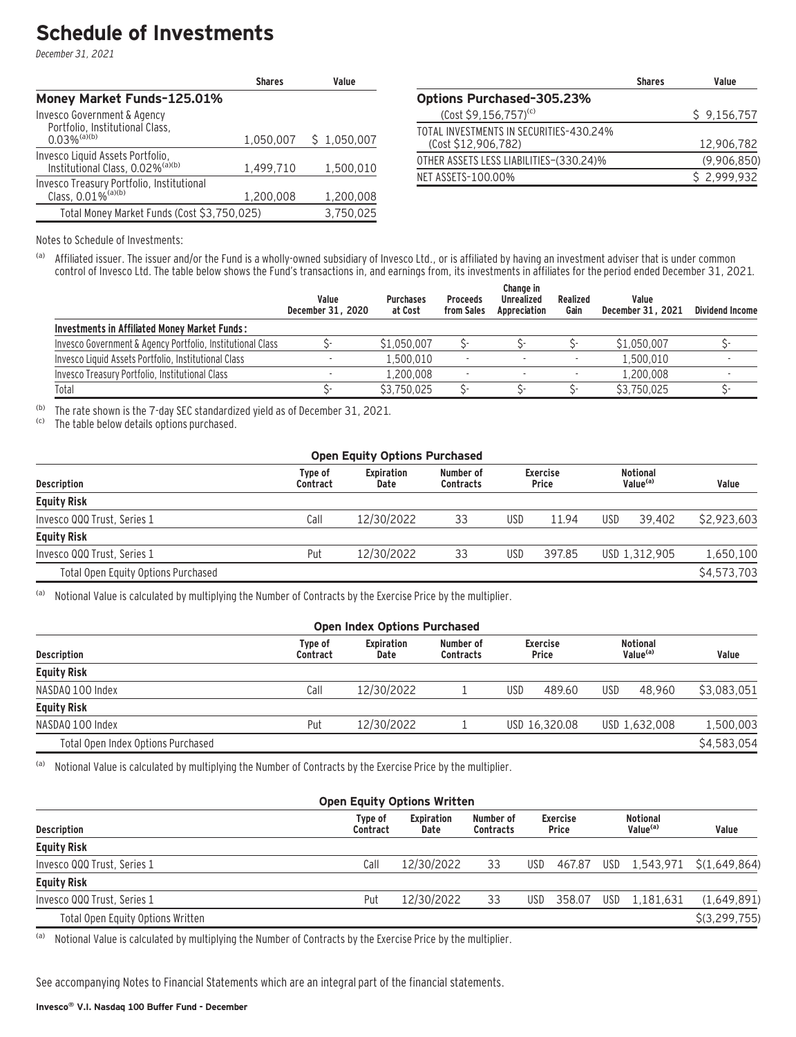# Schedule of Investments

*December 31, 2021*

| | Shares | Value |
|---|---|---|
| **Money Market Funds-125.01%** | | |
| Invesco Government & Agency Portfolio, Institutional Class, 0.03%[(a)(b)] | 1,050,007 | $ 1,050,007 |
| Invesco Liquid Assets Portfolio, Institutional Class, 0.02%[(a)(b)] | 1,499,710 | 1,500,010 |
| Invesco Treasury Portfolio, Institutional Class, 0.01%[(a)(b)] | 1,200,008 | 1,200,008 |
| Total Money Market Funds (Cost $3,750,025) | | 3,750,025 |

| | Shares | Value |
|---|---|---|
| **Options Purchased-305.23%** | | |
| (Cost $9,156,757)[(c)] | | $ 9,156,757 |
| TOTAL INVESTMENTS IN SECURITIES-430.24% (Cost $12,906,782) | | 12,906,782 |
| OTHER ASSETS LESS LIABILITIES-(330.24)% | | (9,906,850) |
| NET ASSETS-100.00% | | $ 2,999,932 |

Notes to Schedule of Investments:

[(a)] Affiliated issuer. The issuer and/or the Fund is a wholly-owned subsidiary of Invesco Ltd., or is affiliated by having an investment adviser that is under common control of Invesco Ltd. The table below shows the Fund's transactions in, and earnings from, its investments in affiliates for the period ended December 31, 2021.

| | Value December 31, 2020 | Purchases at Cost | Proceeds from Sales | Change in Unrealized Appreciation | Realized Gain | Value December 31, 2021 | Dividend Income |
|---|---|---|---|---|---|---|---|
| **Investments in Affiliated Money Market Funds:** | | | | | | | |
| Invesco Government & Agency Portfolio, Institutional Class | $- | $1,050,007 | $- | $- | $- | $1,050,007 | $- |
| Invesco Liquid Assets Portfolio, Institutional Class | - | 1,500,010 | - | - | - | 1,500,010 | - |
| Invesco Treasury Portfolio, Institutional Class | - | 1,200,008 | - | - | - | 1,200,008 | - |
| Total | $- | $3,750,025 | $- | $- | $- | $3,750,025 | $- |

[(b)] The rate shown is the 7-day SEC standardized yield as of December 31, 2021.

[(c)] The table below details options purchased.

**Open Equity Options Purchased**

| Description | Type of Contract | Expiration Date | Number of Contracts | Exercise Price | Notional Value[(a)] | Value |
|---|---|---|---|---|---|---|
| **Equity Risk** | | | | | | |
| Invesco QQQ Trust, Series 1 | Call | 12/30/2022 | 33 | USD 11.94 | USD 39,402 | $2,923,603 |
| **Equity Risk** | | | | | | |
| Invesco QQQ Trust, Series 1 | Put | 12/30/2022 | 33 | USD 397.85 | USD 1,312,905 | 1,650,100 |
| Total Open Equity Options Purchased | | | | | | $4,573,703 |

[(a)] Notional Value is calculated by multiplying the Number of Contracts by the Exercise Price by the multiplier.

**Open Index Options Purchased**

| Description | Type of Contract | Expiration Date | Number of Contracts | Exercise Price | Notional Value[(a)] | Value |
|---|---|---|---|---|---|---|
| **Equity Risk** | | | | | | |
| NASDAQ 100 Index | Call | 12/30/2022 | 1 | USD 489.60 | USD 48,960 | $3,083,051 |
| **Equity Risk** | | | | | | |
| NASDAQ 100 Index | Put | 12/30/2022 | 1 | USD 16,320.08 | USD 1,632,008 | 1,500,003 |
| Total Open Index Options Purchased | | | | | | $4,583,054 |

[(a)] Notional Value is calculated by multiplying the Number of Contracts by the Exercise Price by the multiplier.

**Open Equity Options Written**

| Description | Type of Contract | Expiration Date | Number of Contracts | Exercise Price | Notional Value[(a)] | Value |
|---|---|---|---|---|---|---|
| **Equity Risk** | | | | | | |
| Invesco QQQ Trust, Series 1 | Call | 12/30/2022 | 33 | USD 467.87 | USD 1,543,971 | $(1,649,864) |
| **Equity Risk** | | | | | | |
| Invesco QQQ Trust, Series 1 | Put | 12/30/2022 | 33 | USD 358.07 | USD 1,181,631 | (1,649,891) |
| Total Open Equity Options Written | | | | | | $(3,299,755) |

[(a)] Notional Value is calculated by multiplying the Number of Contracts by the Exercise Price by the multiplier.

See accompanying Notes to Financial Statements which are an integral part of the financial statements.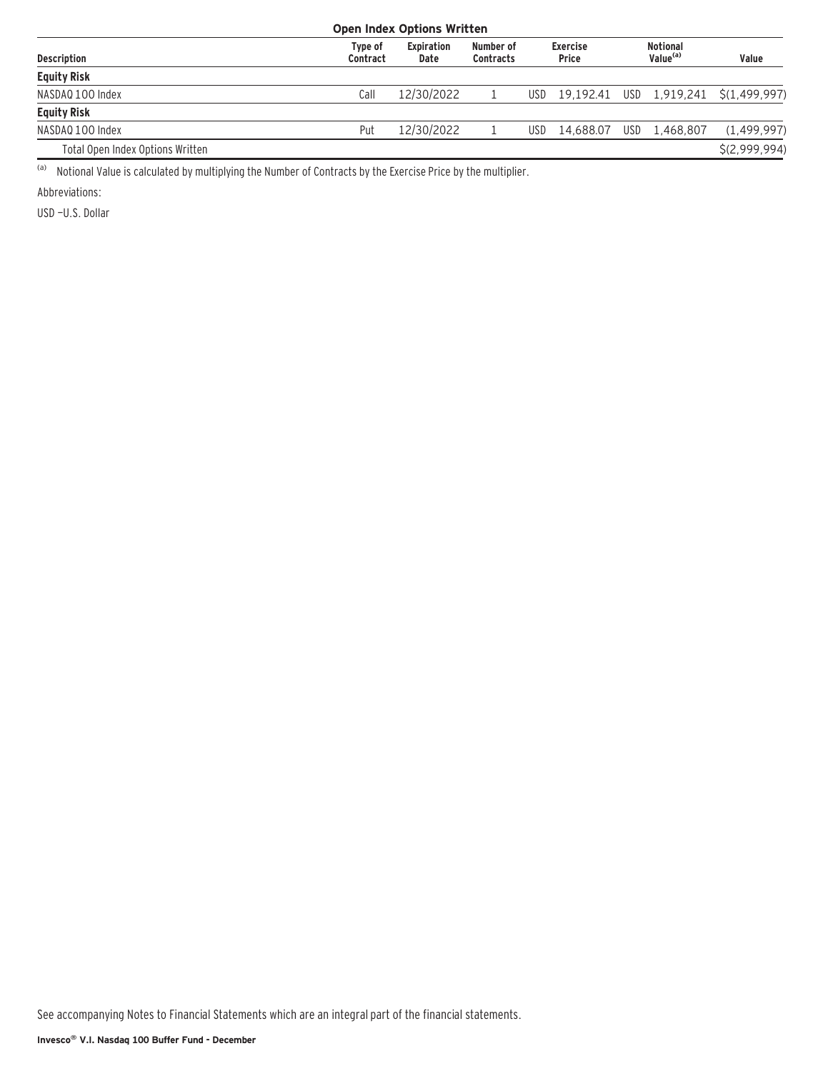**Open Index Options Written**

| Description | Type of Contract | Expiration Date | Number of Contracts | Exercise Price | Notional Value(a) | Value |
|---|---|---|---|---|---|---|
| **Equity Risk** | | | | | | |
| NASDAQ 100 Index | Call | 12/30/2022 | 1 | USD 19,192.41 | USD 1,919,241 | $(1,499,997) |
| **Equity Risk** | | | | | | |
| NASDAQ 100 Index | Put | 12/30/2022 | 1 | USD 14,688.07 | USD 1,468,807 | (1,499,997) |
| Total Open Index Options Written | | | | | | $(2,999,994) |

(a) Notional Value is calculated by multiplying the Number of Contracts by the Exercise Price by the multiplier.

Abbreviations:

USD —U.S. Dollar

See accompanying Notes to Financial Statements which are an integral part of the financial statements.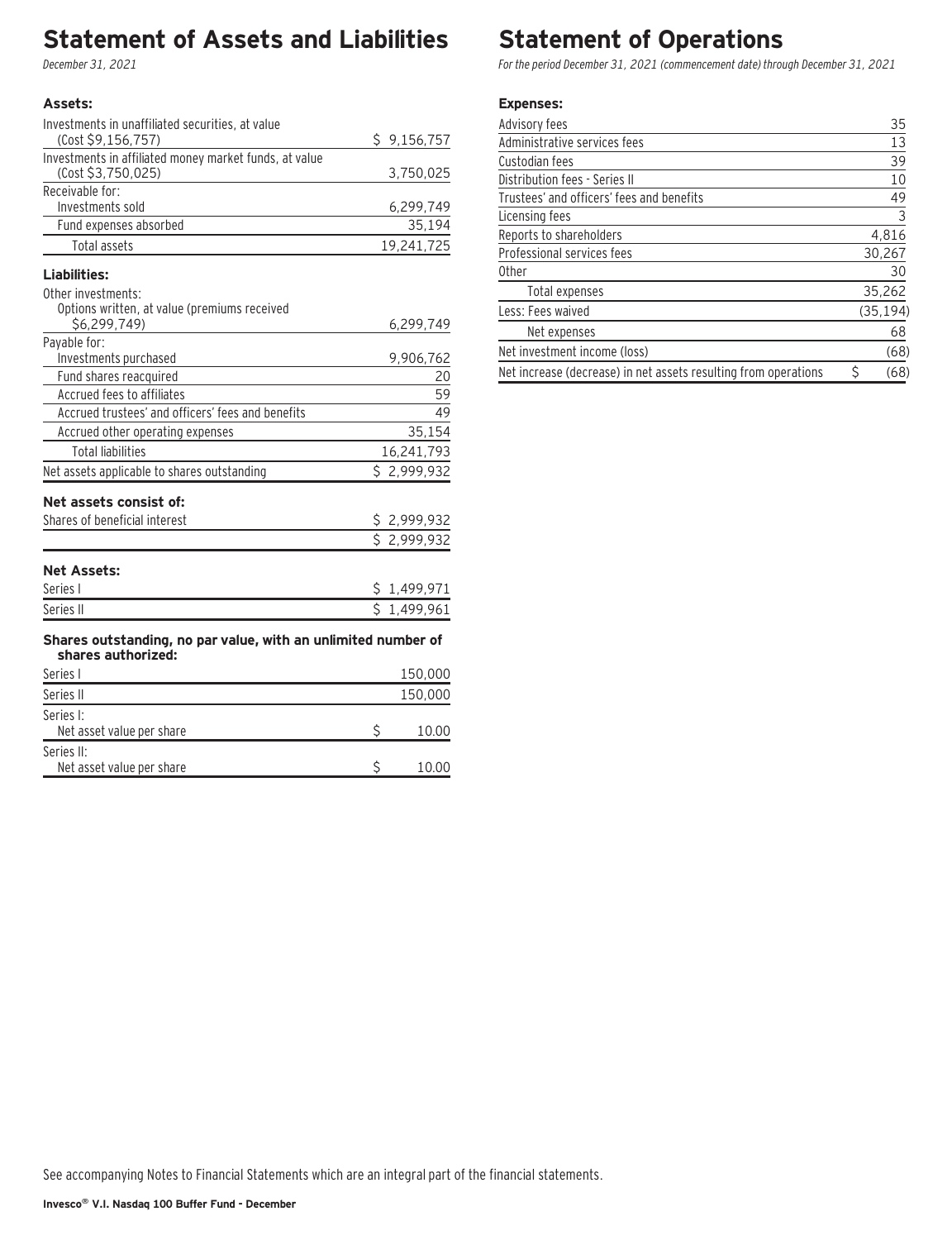# Statement of Assets and Liabilities

*December 31, 2021*

| **Assets:** | |
|---|---|
| Investments in unaffiliated securities, at value (Cost $9,156,757) | $ 9,156,757 |
| Investments in affiliated money market funds, at value (Cost $3,750,025) | 3,750,025 |
| Receivable for: | |
| Investments sold | 6,299,749 |
| Fund expenses absorbed | 35,194 |
| Total assets | 19,241,725 |
| **Liabilities:** | |
| Other investments: | |
| Options written, at value (premiums received $6,299,749) | 6,299,749 |
| Payable for: | |
| Investments purchased | 9,906,762 |
| Fund shares reacquired | 20 |
| Accrued fees to affiliates | 59 |
| Accrued trustees' and officers' fees and benefits | 49 |
| Accrued other operating expenses | 35,154 |
| Total liabilities | 16,241,793 |
| Net assets applicable to shares outstanding | $ 2,999,932 |
| **Net assets consist of:** | |
| Shares of beneficial interest | $ 2,999,932 |
| | $ 2,999,932 |
| **Net Assets:** | |
| Series I | $ 1,499,971 |
| Series II | $ 1,499,961 |
| **Shares outstanding, no par value, with an unlimited number of shares authorized:** | |
| Series I | 150,000 |
| Series II | 150,000 |
| Series I: | |
| Net asset value per share | $ 10.00 |
| Series II: | |
| Net asset value per share | $ 10.00 |

# Statement of Operations

*For the period December 31, 2021 (commencement date) through December 31, 2021*

| **Expenses:** | |
|---|---|
| Advisory fees | 35 |
| Administrative services fees | 13 |
| Custodian fees | 39 |
| Distribution fees - Series II | 10 |
| Trustees' and officers' fees and benefits | 49 |
| Licensing fees | 3 |
| Reports to shareholders | 4,816 |
| Professional services fees | 30,267 |
| Other | 30 |
| Total expenses | 35,262 |
| Less: Fees waived | (35,194) |
| Net expenses | 68 |
| Net investment income (loss) | (68) |
| Net increase (decrease) in net assets resulting from operations | $ (68) |

See accompanying Notes to Financial Statements which are an integral part of the financial statements.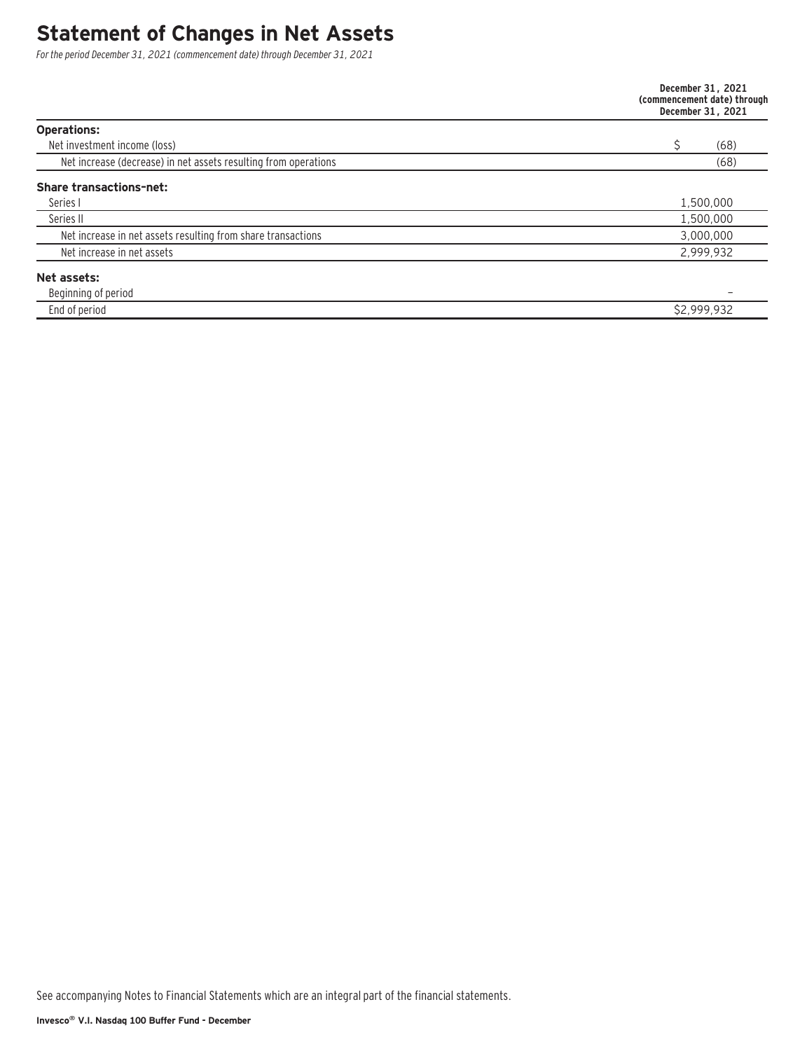# Statement of Changes in Net Assets

*For the period December 31, 2021 (commencement date) through December 31, 2021*

| | December 31, 2021 (commencement date) through December 31, 2021 |
|---|---|
| **Operations:** | |
| Net investment income (loss) | $ (68) |
| Net increase (decrease) in net assets resulting from operations | (68) |
| **Share transactions–net:** | |
| Series I | 1,500,000 |
| Series II | 1,500,000 |
| Net increase in net assets resulting from share transactions | 3,000,000 |
| Net increase in net assets | 2,999,932 |
| **Net assets:** | |
| Beginning of period | – |
| End of period | $2,999,932 |

See accompanying Notes to Financial Statements which are an integral part of the financial statements.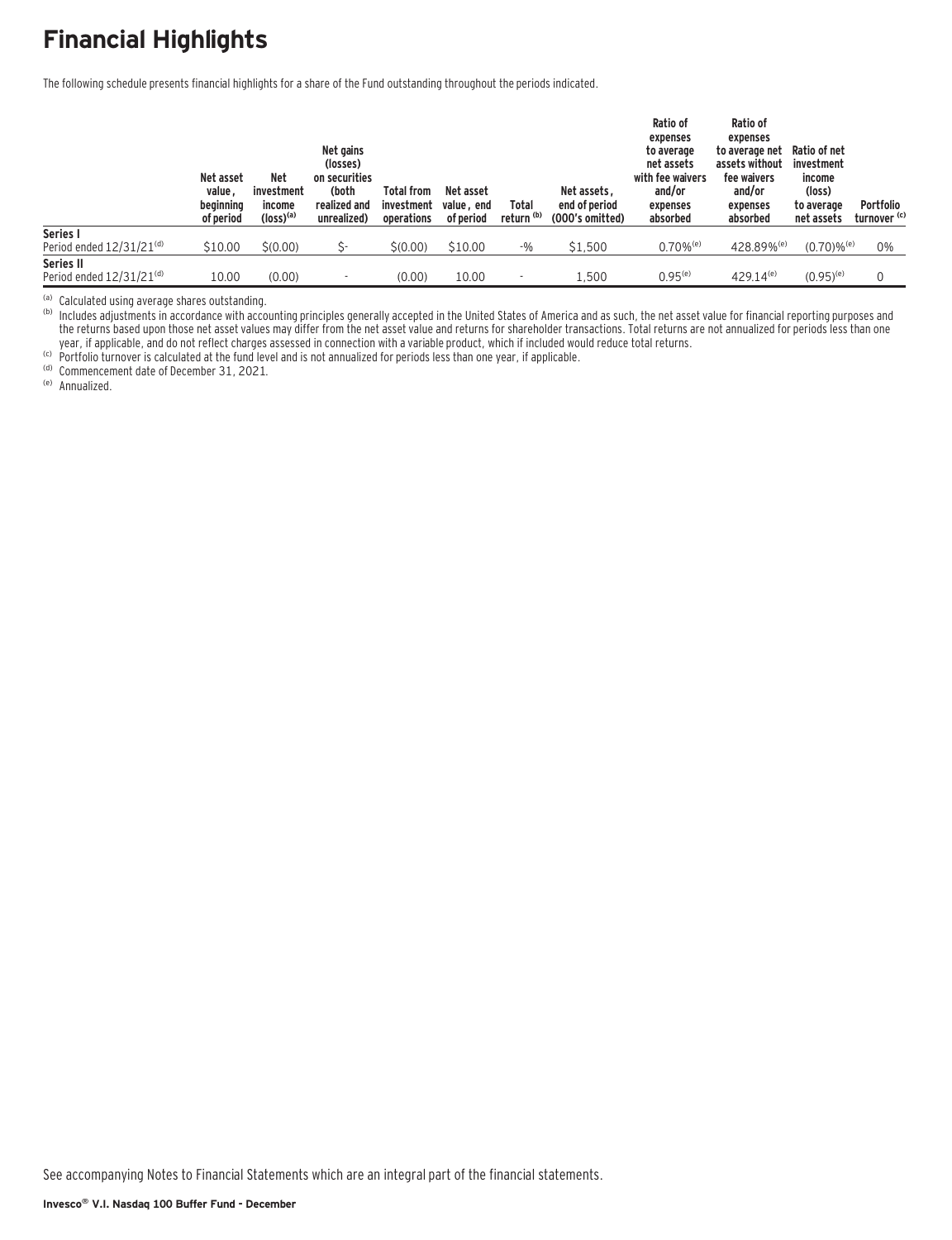# Financial Highlights

The following schedule presents financial highlights for a share of the Fund outstanding throughout the periods indicated.

| | Net asset value, beginning of period | Net investment income (loss)[a] | Net gains (losses) on securities (both realized and unrealized) | Total from investment operations | Net asset value, end of period | Total return[b] | Net assets, end of period (000's omitted) | Ratio of expenses to average net assets with fee waivers and/or expenses absorbed | Ratio of expenses to average net assets without fee waivers and/or expenses absorbed | Ratio of net investment income (loss) to average net assets | Portfolio turnover[c] |
|---|---|---|---|---|---|---|---|---|---|---|---|
| **Series I** | | | | | | | | | | | |
| Period ended 12/31/21[d] | $10.00 | $(0.00) | $- | $(0.00) | $10.00 | -% | $1,500 | 0.70%[e] | 428.89%[e] | (0.70)%[e] | 0% |
| **Series II** | | | | | | | | | | | |
| Period ended 12/31/21[d] | 10.00 | (0.00) | - | (0.00) | 10.00 | - | 1,500 | 0.95[e] | 429.14[e] | (0.95)[e] | 0 |

[a] Calculated using average shares outstanding.

[b] Includes adjustments in accordance with accounting principles generally accepted in the United States of America and as such, the net asset value for financial reporting purposes and the returns based upon those net asset values may differ from the net asset value and returns for shareholder transactions. Total returns are not annualized for periods less than one year, if applicable, and do not reflect charges assessed in connection with a variable product, which if included would reduce total returns.

[c] Portfolio turnover is calculated at the fund level and is not annualized for periods less than one year, if applicable.

[d] Commencement date of December 31, 2021.

[e] Annualized.

See accompanying Notes to Financial Statements which are an integral part of the financial statements.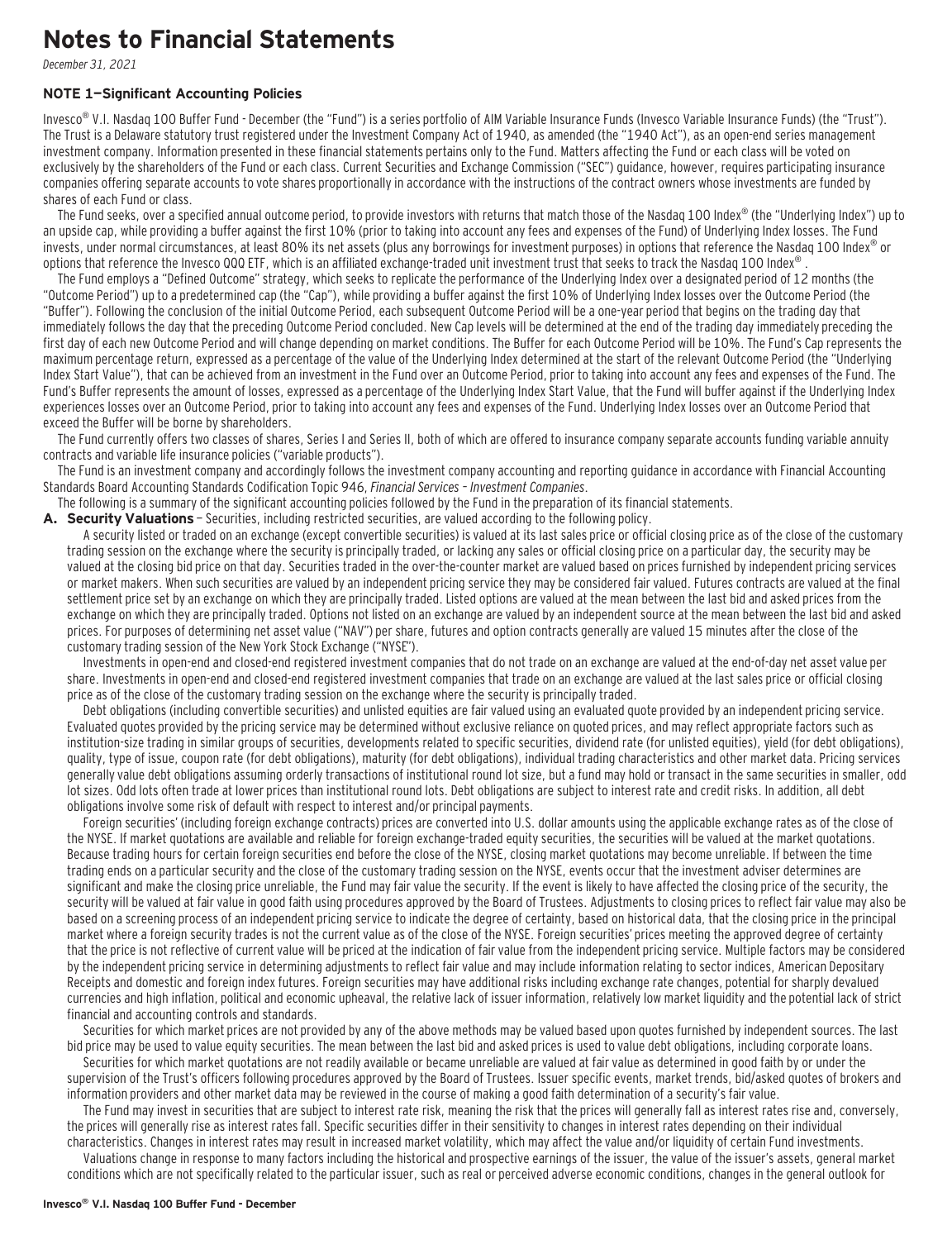# Notes to Financial Statements

*December 31, 2021*

### NOTE 1—Significant Accounting Policies

Invesco® V.I. Nasdaq 100 Buffer Fund - December (the "Fund") is a series portfolio of AIM Variable Insurance Funds (Invesco Variable Insurance Funds) (the "Trust"). The Trust is a Delaware statutory trust registered under the Investment Company Act of 1940, as amended (the "1940 Act"), as an open-end series management investment company. Information presented in these financial statements pertains only to the Fund. Matters affecting the Fund or each class will be voted on exclusively by the shareholders of the Fund or each class. Current Securities and Exchange Commission ("SEC") guidance, however, requires participating insurance companies offering separate accounts to vote shares proportionally in accordance with the instructions of the contract owners whose investments are funded by shares of each Fund or class.

The Fund seeks, over a specified annual outcome period, to provide investors with returns that match those of the Nasdaq 100 Index® (the "Underlying Index") up to an upside cap, while providing a buffer against the first 10% (prior to taking into account any fees and expenses of the Fund) of Underlying Index losses. The Fund invests, under normal circumstances, at least 80% its net assets (plus any borrowings for investment purposes) in options that reference the Nasdaq 100 Index® or options that reference the Invesco QQQ ETF, which is an affiliated exchange-traded unit investment trust that seeks to track the Nasdaq 100 Index®.

The Fund employs a "Defined Outcome" strategy, which seeks to replicate the performance of the Underlying Index over a designated period of 12 months (the "Outcome Period") up to a predetermined cap (the "Cap"), while providing a buffer against the first 10% of Underlying Index losses over the Outcome Period (the "Buffer"). Following the conclusion of the initial Outcome Period, each subsequent Outcome Period will be a one-year period that begins on the trading day that immediately follows the day that the preceding Outcome Period concluded. New Cap levels will be determined at the end of the trading day immediately preceding the first day of each new Outcome Period and will change depending on market conditions. The Buffer for each Outcome Period will be 10%. The Fund's Cap represents the maximum percentage return, expressed as a percentage of the value of the Underlying Index determined at the start of the relevant Outcome Period (the "Underlying Index Start Value"), that can be achieved from an investment in the Fund over an Outcome Period, prior to taking into account any fees and expenses of the Fund. The Fund's Buffer represents the amount of losses, expressed as a percentage of the Underlying Index Start Value, that the Fund will buffer against if the Underlying Index experiences losses over an Outcome Period, prior to taking into account any fees and expenses of the Fund. Underlying Index losses over an Outcome Period that exceed the Buffer will be borne by shareholders.

The Fund currently offers two classes of shares, Series I and Series II, both of which are offered to insurance company separate accounts funding variable annuity contracts and variable life insurance policies ("variable products").

The Fund is an investment company and accordingly follows the investment company accounting and reporting guidance in accordance with Financial Accounting Standards Board Accounting Standards Codification Topic 946, *Financial Services – Investment Companies*.

The following is a summary of the significant accounting policies followed by the Fund in the preparation of its financial statements.

**A. Security Valuations** – Securities, including restricted securities, are valued according to the following policy.

A security listed or traded on an exchange (except convertible securities) is valued at its last sales price or official closing price as of the close of the customary trading session on the exchange where the security is principally traded, or lacking any sales or official closing price on a particular day, the security may be valued at the closing bid price on that day. Securities traded in the over-the-counter market are valued based on prices furnished by independent pricing services or market makers. When such securities are valued by an independent pricing service they may be considered fair valued. Futures contracts are valued at the final settlement price set by an exchange on which they are principally traded. Listed options are valued at the mean between the last bid and asked prices from the exchange on which they are principally traded. Options not listed on an exchange are valued by an independent source at the mean between the last bid and asked prices. For purposes of determining net asset value ("NAV") per share, futures and option contracts generally are valued 15 minutes after the close of the customary trading session of the New York Stock Exchange ("NYSE").

Investments in open-end and closed-end registered investment companies that do not trade on an exchange are valued at the end-of-day net asset value per share. Investments in open-end and closed-end registered investment companies that trade on an exchange are valued at the last sales price or official closing price as of the close of the customary trading session on the exchange where the security is principally traded.

Debt obligations (including convertible securities) and unlisted equities are fair valued using an evaluated quote provided by an independent pricing service. Evaluated quotes provided by the pricing service may be determined without exclusive reliance on quoted prices, and may reflect appropriate factors such as institution-size trading in similar groups of securities, developments related to specific securities, dividend rate (for unlisted equities), yield (for debt obligations), quality, type of issue, coupon rate (for debt obligations), maturity (for debt obligations), individual trading characteristics and other market data. Pricing services generally value debt obligations assuming orderly transactions of institutional round lot size, but a fund may hold or transact in the same securities in smaller, odd lot sizes. Odd lots often trade at lower prices than institutional round lots. Debt obligations are subject to interest rate and credit risks. In addition, all debt obligations involve some risk of default with respect to interest and/or principal payments.

Foreign securities' (including foreign exchange contracts) prices are converted into U.S. dollar amounts using the applicable exchange rates as of the close of the NYSE. If market quotations are available and reliable for foreign exchange-traded equity securities, the securities will be valued at the market quotations. Because trading hours for certain foreign securities end before the close of the NYSE, closing market quotations may become unreliable. If between the time trading ends on a particular security and the close of the customary trading session on the NYSE, events occur that the investment adviser determines are significant and make the closing price unreliable, the Fund may fair value the security. If the event is likely to have affected the closing price of the security, the security will be valued at fair value in good faith using procedures approved by the Board of Trustees. Adjustments to closing prices to reflect fair value may also be based on a screening process of an independent pricing service to indicate the degree of certainty, based on historical data, that the closing price in the principal market where a foreign security trades is not the current value as of the close of the NYSE. Foreign securities' prices meeting the approved degree of certainty that the price is not reflective of current value will be priced at the indication of fair value from the independent pricing service. Multiple factors may be considered by the independent pricing service in determining adjustments to reflect fair value and may include information relating to sector indices, American Depositary Receipts and domestic and foreign index futures. Foreign securities may have additional risks including exchange rate changes, potential for sharply devalued currencies and high inflation, political and economic upheaval, the relative lack of issuer information, relatively low market liquidity and the potential lack of strict financial and accounting controls and standards.

Securities for which market prices are not provided by any of the above methods may be valued based upon quotes furnished by independent sources. The last bid price may be used to value equity securities. The mean between the last bid and asked prices is used to value debt obligations, including corporate loans.

Securities for which market quotations are not readily available or became unreliable are valued at fair value as determined in good faith by or under the supervision of the Trust's officers following procedures approved by the Board of Trustees. Issuer specific events, market trends, bid/asked quotes of brokers and information providers and other market data may be reviewed in the course of making a good faith determination of a security's fair value.

The Fund may invest in securities that are subject to interest rate risk, meaning the risk that the prices will generally fall as interest rates rise and, conversely, the prices will generally rise as interest rates fall. Specific securities differ in their sensitivity to changes in interest rates depending on their individual characteristics. Changes in interest rates may result in increased market volatility, which may affect the value and/or liquidity of certain Fund investments.

Valuations change in response to many factors including the historical and prospective earnings of the issuer, the value of the issuer's assets, general market conditions which are not specifically related to the particular issuer, such as real or perceived adverse economic conditions, changes in the general outlook for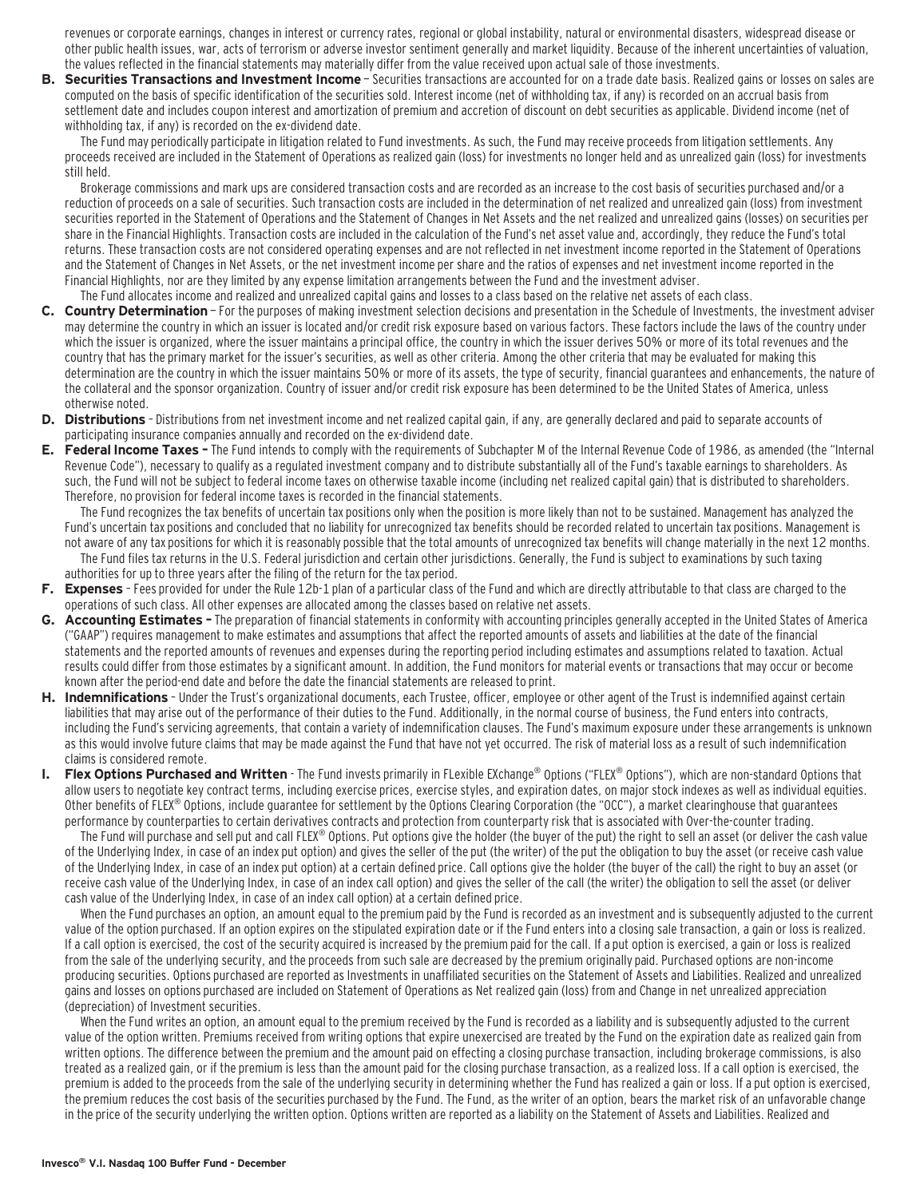revenues or corporate earnings, changes in interest or currency rates, regional or global instability, natural or environmental disasters, widespread disease or other public health issues, war, acts of terrorism or adverse investor sentiment generally and market liquidity. Because of the inherent uncertainties of valuation, the values reflected in the financial statements may materially differ from the value received upon actual sale of those investments.

**B. Securities Transactions and Investment Income** – Securities transactions are accounted for on a trade date basis. Realized gains or losses on sales are computed on the basis of specific identification of the securities sold. Interest income (net of withholding tax, if any) is recorded on an accrual basis from settlement date and includes coupon interest and amortization of premium and accretion of discount on debt securities as applicable. Dividend income (net of withholding tax, if any) is recorded on the ex-dividend date.

The Fund may periodically participate in litigation related to Fund investments. As such, the Fund may receive proceeds from litigation settlements. Any proceeds received are included in the Statement of Operations as realized gain (loss) for investments no longer held and as unrealized gain (loss) for investments still held.

Brokerage commissions and mark ups are considered transaction costs and are recorded as an increase to the cost basis of securities purchased and/or a reduction of proceeds on a sale of securities. Such transaction costs are included in the determination of net realized and unrealized gain (loss) from investment securities reported in the Statement of Operations and the Statement of Changes in Net Assets and the net realized and unrealized gains (losses) on securities per share in the Financial Highlights. Transaction costs are included in the calculation of the Fund's net asset value and, accordingly, they reduce the Fund's total returns. These transaction costs are not considered operating expenses and are not reflected in net investment income reported in the Statement of Operations and the Statement of Changes in Net Assets, or the net investment income per share and the ratios of expenses and net investment income reported in the Financial Highlights, nor are they limited by any expense limitation arrangements between the Fund and the investment adviser.

The Fund allocates income and realized and unrealized capital gains and losses to a class based on the relative net assets of each class.

**C. Country Determination** – For the purposes of making investment selection decisions and presentation in the Schedule of Investments, the investment adviser may determine the country in which an issuer is located and/or credit risk exposure based on various factors. These factors include the laws of the country under which the issuer is organized, where the issuer maintains a principal office, the country in which the issuer derives 50% or more of its total revenues and the country that has the primary market for the issuer's securities, as well as other criteria. Among the other criteria that may be evaluated for making this determination are the country in which the issuer maintains 50% or more of its assets, the type of security, financial guarantees and enhancements, the nature of the collateral and the sponsor organization. Country of issuer and/or credit risk exposure has been determined to be the United States of America, unless otherwise noted.

**D. Distributions** – Distributions from net investment income and net realized capital gain, if any, are generally declared and paid to separate accounts of participating insurance companies annually and recorded on the ex-dividend date.

**E. Federal Income Taxes –** The Fund intends to comply with the requirements of Subchapter M of the Internal Revenue Code of 1986, as amended (the "Internal Revenue Code"), necessary to qualify as a regulated investment company and to distribute substantially all of the Fund's taxable earnings to shareholders. As such, the Fund will not be subject to federal income taxes on otherwise taxable income (including net realized capital gain) that is distributed to shareholders. Therefore, no provision for federal income taxes is recorded in the financial statements.

The Fund recognizes the tax benefits of uncertain tax positions only when the position is more likely than not to be sustained. Management has analyzed the Fund's uncertain tax positions and concluded that no liability for unrecognized tax benefits should be recorded related to uncertain tax positions. Management is not aware of any tax positions for which it is reasonably possible that the total amounts of unrecognized tax benefits will change materially in the next 12 months.

The Fund files tax returns in the U.S. Federal jurisdiction and certain other jurisdictions. Generally, the Fund is subject to examinations by such taxing authorities for up to three years after the filing of the return for the tax period.

**F. Expenses** – Fees provided for under the Rule 12b-1 plan of a particular class of the Fund and which are directly attributable to that class are charged to the operations of such class. All other expenses are allocated among the classes based on relative net assets.

**G. Accounting Estimates –** The preparation of financial statements in conformity with accounting principles generally accepted in the United States of America ("GAAP") requires management to make estimates and assumptions that affect the reported amounts of assets and liabilities at the date of the financial statements and the reported amounts of revenues and expenses during the reporting period including estimates and assumptions related to taxation. Actual results could differ from those estimates by a significant amount. In addition, the Fund monitors for material events or transactions that may occur or become known after the period-end date and before the date the financial statements are released to print.

**H. Indemnifications** – Under the Trust's organizational documents, each Trustee, officer, employee or other agent of the Trust is indemnified against certain liabilities that may arise out of the performance of their duties to the Fund. Additionally, in the normal course of business, the Fund enters into contracts, including the Fund's servicing agreements, that contain a variety of indemnification clauses. The Fund's maximum exposure under these arrangements is unknown as this would involve future claims that may be made against the Fund that have not yet occurred. The risk of material loss as a result of such indemnification claims is considered remote.

**I. Flex Options Purchased and Written** - The Fund invests primarily in FLexible EXchange® Options ("FLEX® Options"), which are non-standard Options that allow users to negotiate key contract terms, including exercise prices, exercise styles, and expiration dates, on major stock indexes as well as individual equities. Other benefits of FLEX® Options, include guarantee for settlement by the Options Clearing Corporation (the "OCC"), a market clearinghouse that guarantees performance by counterparties to certain derivatives contracts and protection from counterparty risk that is associated with Over-the-counter trading.

The Fund will purchase and sell put and call FLEX® Options. Put options give the holder (the buyer of the put) the right to sell an asset (or deliver the cash value of the Underlying Index, in case of an index put option) and gives the seller of the put (the writer) of the put the obligation to buy the asset (or receive cash value of the Underlying Index, in case of an index put option) at a certain defined price. Call options give the holder (the buyer of the call) the right to buy an asset (or receive cash value of the Underlying Index, in case of an index call option) and gives the seller of the call (the writer) the obligation to sell the asset (or deliver cash value of the Underlying Index, in case of an index call option) at a certain defined price.

When the Fund purchases an option, an amount equal to the premium paid by the Fund is recorded as an investment and is subsequently adjusted to the current value of the option purchased. If an option expires on the stipulated expiration date or if the Fund enters into a closing sale transaction, a gain or loss is realized. If a call option is exercised, the cost of the security acquired is increased by the premium paid for the call. If a put option is exercised, a gain or loss is realized from the sale of the underlying security, and the proceeds from such sale are decreased by the premium originally paid. Purchased options are non-income producing securities. Options purchased are reported as Investments in unaffiliated securities on the Statement of Assets and Liabilities. Realized and unrealized gains and losses on options purchased are included on Statement of Operations as Net realized gain (loss) from and Change in net unrealized appreciation (depreciation) of Investment securities.

When the Fund writes an option, an amount equal to the premium received by the Fund is recorded as a liability and is subsequently adjusted to the current value of the option written. Premiums received from writing options that expire unexercised are treated by the Fund on the expiration date as realized gain from written options. The difference between the premium and the amount paid on effecting a closing purchase transaction, including brokerage commissions, is also treated as a realized gain, or if the premium is less than the amount paid for the closing purchase transaction, as a realized loss. If a call option is exercised, the premium is added to the proceeds from the sale of the underlying security in determining whether the Fund has realized a gain or loss. If a put option is exercised, the premium reduces the cost basis of the securities purchased by the Fund. The Fund, as the writer of an option, bears the market risk of an unfavorable change in the price of the security underlying the written option. Options written are reported as a liability on the Statement of Assets and Liabilities. Realized and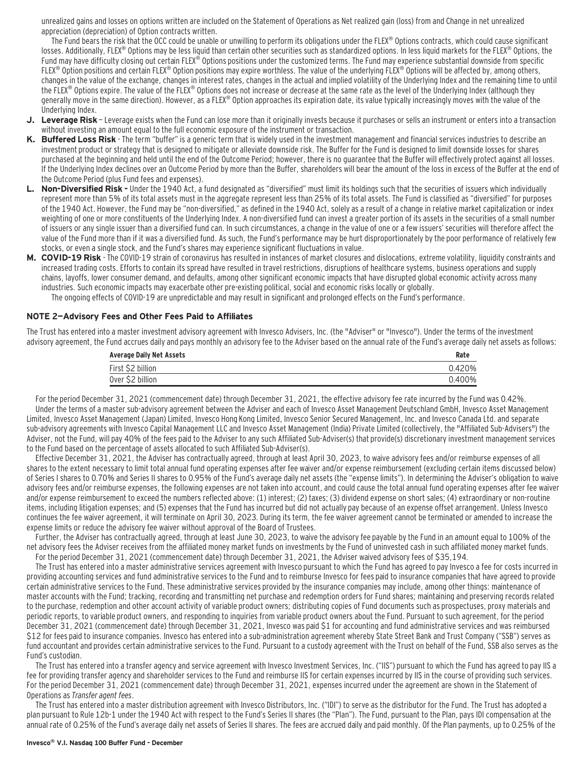unrealized gains and losses on options written are included on the Statement of Operations as Net realized gain (loss) from and Change in net unrealized appreciation (depreciation) of Option contracts written.

The Fund bears the risk that the OCC could be unable or unwilling to perform its obligations under the FLEX® Options contracts, which could cause significant losses. Additionally, FLEX® Options may be less liquid than certain other securities such as standardized options. In less liquid markets for the FLEX® Options, the Fund may have difficulty closing out certain FLEX® Options positions under the customized terms. The Fund may experience substantial downside from specific FLEX® Option positions and certain FLEX® Option positions may expire worthless. The value of the underlying FLEX® Options will be affected by, among others, changes in the value of the exchange, changes in interest rates, changes in the actual and implied volatility of the Underlying Index and the remaining time to until the FLEX® Options expire. The value of the FLEX® Options does not increase or decrease at the same rate as the level of the Underlying Index (although they generally move in the same direction). However, as a FLEX® Option approaches its expiration date, its value typically increasingly moves with the value of the Underlying Index.

**J. Leverage Risk** – Leverage exists when the Fund can lose more than it originally invests because it purchases or sells an instrument or enters into a transaction without investing an amount equal to the full economic exposure of the instrument or transaction.

**K. Buffered Loss Risk** - The term "buffer" is a generic term that is widely used in the investment management and financial services industries to describe an investment product or strategy that is designed to mitigate or alleviate downside risk. The Buffer for the Fund is designed to limit downside losses for shares purchased at the beginning and held until the end of the Outcome Period; however, there is no guarantee that the Buffer will effectively protect against all losses. If the Underlying Index declines over an Outcome Period by more than the Buffer, shareholders will bear the amount of the loss in excess of the Buffer at the end of the Outcome Period (plus Fund fees and expenses).

**L. Non-Diversified Risk -** Under the 1940 Act, a fund designated as "diversified" must limit its holdings such that the securities of issuers which individually represent more than 5% of its total assets must in the aggregate represent less than 25% of its total assets. The Fund is classified as "diversified" for purposes of the 1940 Act. However, the Fund may be "non-diversified," as defined in the 1940 Act, solely as a result of a change in relative market capitalization or index weighting of one or more constituents of the Underlying Index. A non-diversified fund can invest a greater portion of its assets in the securities of a small number of issuers or any single issuer than a diversified fund can. In such circumstances, a change in the value of one or a few issuers' securities will therefore affect the value of the Fund more than if it was a diversified fund. As such, the Fund's performance may be hurt disproportionately by the poor performance of relatively few stocks, or even a single stock, and the Fund's shares may experience significant fluctuations in value.

**M. COVID-19 Risk** - The COVID-19 strain of coronavirus has resulted in instances of market closures and dislocations, extreme volatility, liquidity constraints and increased trading costs. Efforts to contain its spread have resulted in travel restrictions, disruptions of healthcare systems, business operations and supply chains, layoffs, lower consumer demand, and defaults, among other significant economic impacts that have disrupted global economic activity across many industries. Such economic impacts may exacerbate other pre-existing political, social and economic risks locally or globally.

The ongoing effects of COVID-19 are unpredictable and may result in significant and prolonged effects on the Fund's performance.

## NOTE 2—Advisory Fees and Other Fees Paid to Affiliates

The Trust has entered into a master investment advisory agreement with Invesco Advisers, Inc. (the "Adviser" or "Invesco"). Under the terms of the investment advisory agreement, the Fund accrues daily and pays monthly an advisory fee to the Adviser based on the annual rate of the Fund's average daily net assets as follows:

| Average Daily Net Assets | Rate |
|---|---|
| First $2 billion | 0.420% |
| Over $2 billion | 0.400% |

For the period December 31, 2021 (commencement date) through December 31, 2021, the effective advisory fee rate incurred by the Fund was 0.42%.

Under the terms of a master sub-advisory agreement between the Adviser and each of Invesco Asset Management Deutschland GmbH, Invesco Asset Management Limited, Invesco Asset Management (Japan) Limited, Invesco Hong Kong Limited, Invesco Senior Secured Management, Inc. and Invesco Canada Ltd. and separate sub-advisory agreements with Invesco Capital Management LLC and Invesco Asset Management (India) Private Limited (collectively, the "Affiliated Sub-Advisers") the Adviser, not the Fund, will pay 40% of the fees paid to the Adviser to any such Affiliated Sub-Adviser(s) that provide(s) discretionary investment management services to the Fund based on the percentage of assets allocated to such Affiliated Sub-Adviser(s).

Effective December 31, 2021, the Adviser has contractually agreed, through at least April 30, 2023, to waive advisory fees and/or reimburse expenses of all shares to the extent necessary to limit total annual fund operating expenses after fee waiver and/or expense reimbursement (excluding certain items discussed below) of Series I shares to 0.70% and Series II shares to 0.95% of the Fund's average daily net assets (the "expense limits"). In determining the Adviser's obligation to waive advisory fees and/or reimburse expenses, the following expenses are not taken into account, and could cause the total annual fund operating expenses after fee waiver and/or expense reimbursement to exceed the numbers reflected above: (1) interest; (2) taxes; (3) dividend expense on short sales; (4) extraordinary or non-routine items, including litigation expenses; and (5) expenses that the Fund has incurred but did not actually pay because of an expense offset arrangement. Unless Invesco continues the fee waiver agreement, it will terminate on April 30, 2023. During its term, the fee waiver agreement cannot be terminated or amended to increase the expense limits or reduce the advisory fee waiver without approval of the Board of Trustees.

Further, the Adviser has contractually agreed, through at least June 30, 2023, to waive the advisory fee payable by the Fund in an amount equal to 100% of the net advisory fees the Adviser receives from the affiliated money market funds on investments by the Fund of uninvested cash in such affiliated money market funds.

For the period December 31, 2021 (commencement date) through December 31, 2021, the Adviser waived advisory fees of $35,194.

The Trust has entered into a master administrative services agreement with Invesco pursuant to which the Fund has agreed to pay Invesco a fee for costs incurred in providing accounting services and fund administrative services to the Fund and to reimburse Invesco for fees paid to insurance companies that have agreed to provide certain administrative services to the Fund. These administrative services provided by the insurance companies may include, among other things: maintenance of master accounts with the Fund; tracking, recording and transmitting net purchase and redemption orders for Fund shares; maintaining and preserving records related to the purchase, redemption and other account activity of variable product owners; distributing copies of Fund documents such as prospectuses, proxy materials and periodic reports, to variable product owners, and responding to inquiries from variable product owners about the Fund. Pursuant to such agreement, for the period December 31, 2021 (commencement date) through December 31, 2021, Invesco was paid $1 for accounting and fund administrative services and was reimbursed $12 for fees paid to insurance companies. Invesco has entered into a sub-administration agreement whereby State Street Bank and Trust Company ("SSB") serves as fund accountant and provides certain administrative services to the Fund. Pursuant to a custody agreement with the Trust on behalf of the Fund, SSB also serves as the Fund's custodian.

The Trust has entered into a transfer agency and service agreement with Invesco Investment Services, Inc. ("IIS") pursuant to which the Fund has agreed to pay IIS a fee for providing transfer agency and shareholder services to the Fund and reimburse IIS for certain expenses incurred by IIS in the course of providing such services. For the period December 31, 2021 (commencement date) through December 31, 2021, expenses incurred under the agreement are shown in the Statement of Operations as *Transfer agent fees*.

The Trust has entered into a master distribution agreement with Invesco Distributors, Inc. ("IDI") to serve as the distributor for the Fund. The Trust has adopted a plan pursuant to Rule 12b-1 under the 1940 Act with respect to the Fund's Series II shares (the "Plan"). The Fund, pursuant to the Plan, pays IDI compensation at the annual rate of 0.25% of the Fund's average daily net assets of Series II shares. The fees are accrued daily and paid monthly. Of the Plan payments, up to 0.25% of the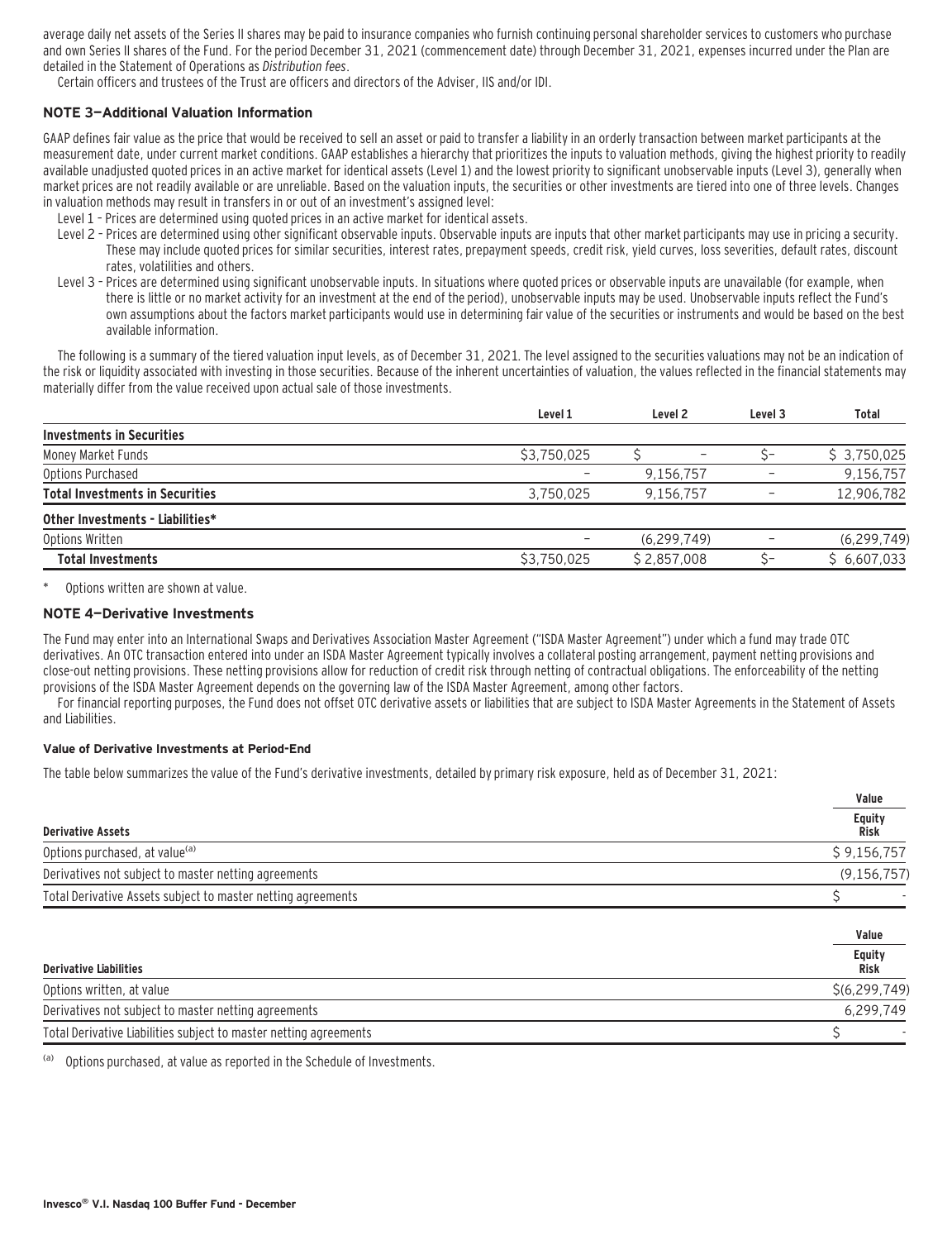average daily net assets of the Series II shares may be paid to insurance companies who furnish continuing personal shareholder services to customers who purchase and own Series II shares of the Fund. For the period December 31, 2021 (commencement date) through December 31, 2021, expenses incurred under the Plan are detailed in the Statement of Operations as *Distribution fees*.

Certain officers and trustees of the Trust are officers and directors of the Adviser, IIS and/or IDI.

## NOTE 3—Additional Valuation Information

GAAP defines fair value as the price that would be received to sell an asset or paid to transfer a liability in an orderly transaction between market participants at the measurement date, under current market conditions. GAAP establishes a hierarchy that prioritizes the inputs to valuation methods, giving the highest priority to readily available unadjusted quoted prices in an active market for identical assets (Level 1) and the lowest priority to significant unobservable inputs (Level 3), generally when market prices are not readily available or are unreliable. Based on the valuation inputs, the securities or other investments are tiered into one of three levels. Changes in valuation methods may result in transfers in or out of an investment's assigned level:

- Level 1 – Prices are determined using quoted prices in an active market for identical assets.
- Level 2 – Prices are determined using other significant observable inputs. Observable inputs are inputs that other market participants may use in pricing a security. These may include quoted prices for similar securities, interest rates, prepayment speeds, credit risk, yield curves, loss severities, default rates, discount rates, volatilities and others.
- Level 3 – Prices are determined using significant unobservable inputs. In situations where quoted prices or observable inputs are unavailable (for example, when there is little or no market activity for an investment at the end of the period), unobservable inputs may be used. Unobservable inputs reflect the Fund's own assumptions about the factors market participants would use in determining fair value of the securities or instruments and would be based on the best available information.

The following is a summary of the tiered valuation input levels, as of December 31, 2021. The level assigned to the securities valuations may not be an indication of the risk or liquidity associated with investing in those securities. Because of the inherent uncertainties of valuation, the values reflected in the financial statements may materially differ from the value received upon actual sale of those investments.

| | Level 1 | Level 2 | Level 3 | Total |
|---|---|---|---|---|
| **Investments in Securities** | | | | |
| Money Market Funds | $3,750,025 | $ – | $– | $ 3,750,025 |
| Options Purchased | – | 9,156,757 | – | 9,156,757 |
| **Total Investments in Securities** | 3,750,025 | 9,156,757 | – | 12,906,782 |
| **Other Investments - Liabilities*** | | | | |
| Options Written | – | (6,299,749) | – | (6,299,749) |
| **Total Investments** | $3,750,025 | $ 2,857,008 | $– | $ 6,607,033 |

\* Options written are shown at value.

## NOTE 4—Derivative Investments

The Fund may enter into an International Swaps and Derivatives Association Master Agreement ("ISDA Master Agreement") under which a fund may trade OTC derivatives. An OTC transaction entered into under an ISDA Master Agreement typically involves a collateral posting arrangement, payment netting provisions and close-out netting provisions. These netting provisions allow for reduction of credit risk through netting of contractual obligations. The enforceability of the netting provisions of the ISDA Master Agreement depends on the governing law of the ISDA Master Agreement, among other factors.

For financial reporting purposes, the Fund does not offset OTC derivative assets or liabilities that are subject to ISDA Master Agreements in the Statement of Assets and Liabilities.

### Value of Derivative Investments at Period-End

The table below summarizes the value of the Fund's derivative investments, detailed by primary risk exposure, held as of December 31, 2021:

| | Value |
|---|---|
| **Derivative Assets** | **Equity Risk** |
| Options purchased, at value[(a)] | $ 9,156,757 |
| Derivatives not subject to master netting agreements | (9,156,757) |
| Total Derivative Assets subject to master netting agreements | $ - |

| | Value |
|---|---|
| **Derivative Liabilities** | **Equity Risk** |
| Options written, at value | $(6,299,749) |
| Derivatives not subject to master netting agreements | 6,299,749 |
| Total Derivative Liabilities subject to master netting agreements | $ - |

(a) Options purchased, at value as reported in the Schedule of Investments.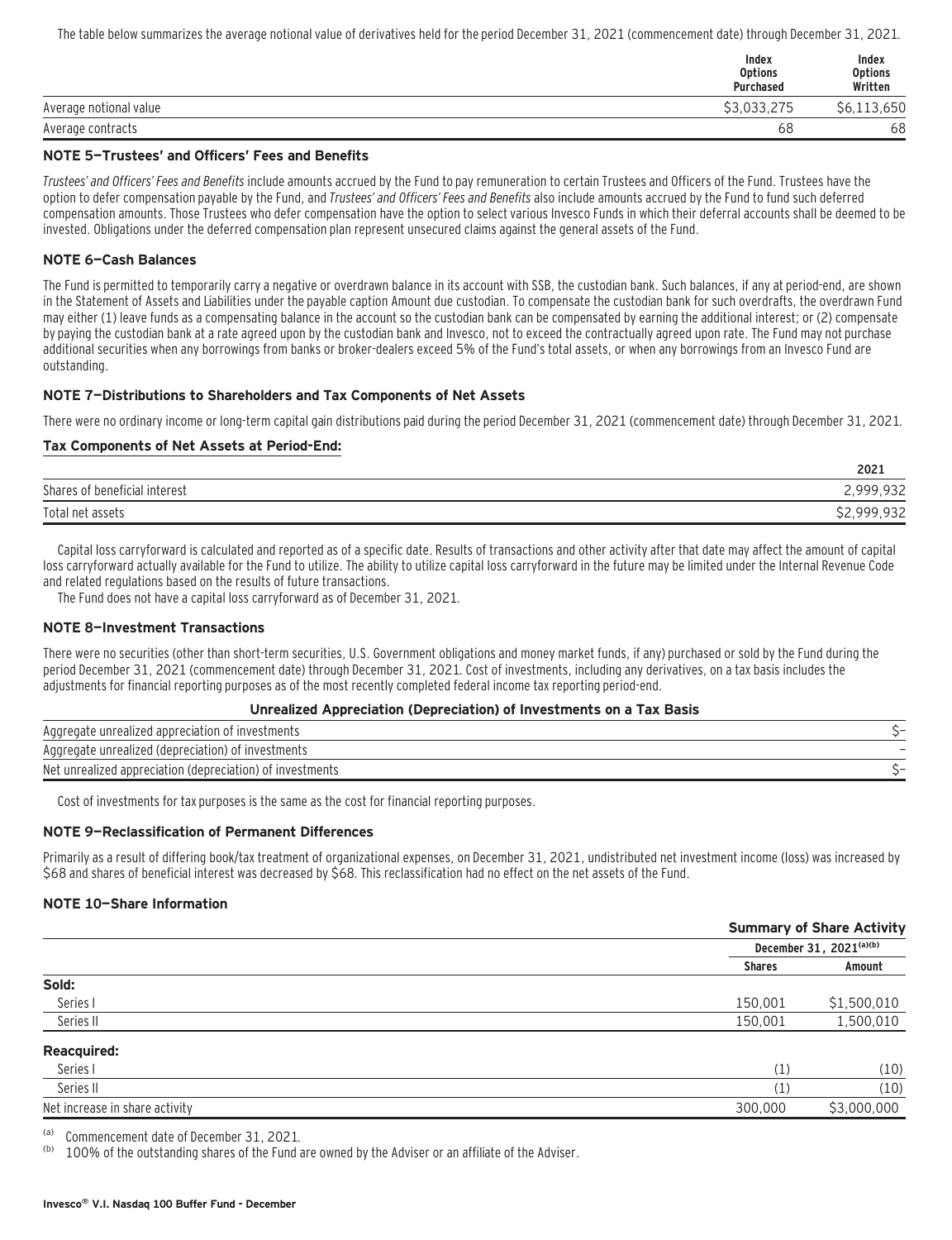The table below summarizes the average notional value of derivatives held for the period December 31, 2021 (commencement date) through December 31, 2021.

| | Index Options Purchased | Index Options Written |
|---|---|---|
| Average notional value | $3,033,275 | $6,113,650 |
| Average contracts | 68 | 68 |

### NOTE 5—Trustees' and Officers' Fees and Benefits

*Trustees' and Officers' Fees and Benefits* include amounts accrued by the Fund to pay remuneration to certain Trustees and Officers of the Fund. Trustees have the option to defer compensation payable by the Fund, and *Trustees' and Officers' Fees and Benefits* also include amounts accrued by the Fund to fund such deferred compensation amounts. Those Trustees who defer compensation have the option to select various Invesco Funds in which their deferral accounts shall be deemed to be invested. Obligations under the deferred compensation plan represent unsecured claims against the general assets of the Fund.

### NOTE 6—Cash Balances

The Fund is permitted to temporarily carry a negative or overdrawn balance in its account with SSB, the custodian bank. Such balances, if any at period-end, are shown in the Statement of Assets and Liabilities under the payable caption Amount due custodian. To compensate the custodian bank for such overdrafts, the overdrawn Fund may either (1) leave funds as a compensating balance in the account so the custodian bank can be compensated by earning the additional interest; or (2) compensate by paying the custodian bank at a rate agreed upon by the custodian bank and Invesco, not to exceed the contractually agreed upon rate. The Fund may not purchase additional securities when any borrowings from banks or broker-dealers exceed 5% of the Fund's total assets, or when any borrowings from an Invesco Fund are outstanding.

### NOTE 7—Distributions to Shareholders and Tax Components of Net Assets

There were no ordinary income or long-term capital gain distributions paid during the period December 31, 2021 (commencement date) through December 31, 2021.

#### Tax Components of Net Assets at Period-End:

| | 2021 |
|---|---|
| Shares of beneficial interest | 2,999,932 |
| Total net assets | $2,999,932 |

Capital loss carryforward is calculated and reported as of a specific date. Results of transactions and other activity after that date may affect the amount of capital loss carryforward actually available for the Fund to utilize. The ability to utilize capital loss carryforward in the future may be limited under the Internal Revenue Code and related regulations based on the results of future transactions.

The Fund does not have a capital loss carryforward as of December 31, 2021.

### NOTE 8—Investment Transactions

There were no securities (other than short-term securities, U.S. Government obligations and money market funds, if any) purchased or sold by the Fund during the period December 31, 2021 (commencement date) through December 31, 2021. Cost of investments, including any derivatives, on a tax basis includes the adjustments for financial reporting purposes as of the most recently completed federal income tax reporting period-end.

**Unrealized Appreciation (Depreciation) of Investments on a Tax Basis**

| | |
|---|---|
| Aggregate unrealized appreciation of investments | $– |
| Aggregate unrealized (depreciation) of investments | – |
| Net unrealized appreciation (depreciation) of investments | $– |

Cost of investments for tax purposes is the same as the cost for financial reporting purposes.

### NOTE 9—Reclassification of Permanent Differences

Primarily as a result of differing book/tax treatment of organizational expenses, on December 31, 2021, undistributed net investment income (loss) was increased by $68 and shares of beneficial interest was decreased by $68. This reclassification had no effect on the net assets of the Fund.

### NOTE 10—Share Information

| | Summary of Share Activity | |
|---|---|---|
| | December 31, 2021[(a)(b)] | |
| | Shares | Amount |
| **Sold:** | | |
| Series I | 150,001 | $1,500,010 |
| Series II | 150,001 | 1,500,010 |
| **Reacquired:** | | |
| Series I | (1) | (10) |
| Series II | (1) | (10) |
| Net increase in share activity | 300,000 | $3,000,000 |

(a) Commencement date of December 31, 2021.

(b) 100% of the outstanding shares of the Fund are owned by the Adviser or an affiliate of the Adviser.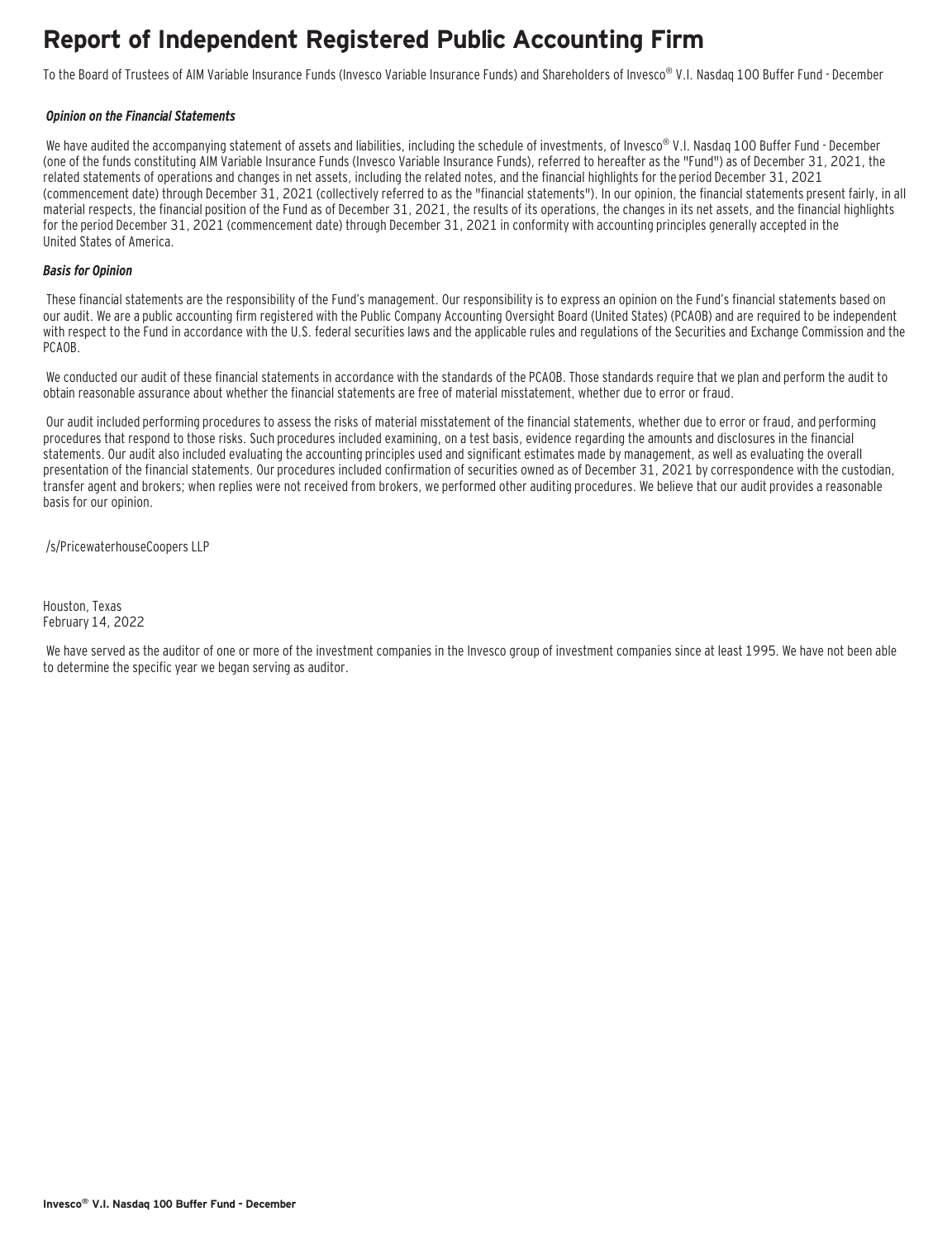# Report of Independent Registered Public Accounting Firm

To the Board of Trustees of AIM Variable Insurance Funds (Invesco Variable Insurance Funds) and Shareholders of Invesco® V.I. Nasdaq 100 Buffer Fund - December

***Opinion on the Financial Statements***

We have audited the accompanying statement of assets and liabilities, including the schedule of investments, of Invesco® V.I. Nasdaq 100 Buffer Fund - December (one of the funds constituting AIM Variable Insurance Funds (Invesco Variable Insurance Funds), referred to hereafter as the "Fund") as of December 31, 2021, the related statements of operations and changes in net assets, including the related notes, and the financial highlights for the period December 31, 2021 (commencement date) through December 31, 2021 (collectively referred to as the "financial statements"). In our opinion, the financial statements present fairly, in all material respects, the financial position of the Fund as of December 31, 2021, the results of its operations, the changes in its net assets, and the financial highlights for the period December 31, 2021 (commencement date) through December 31, 2021 in conformity with accounting principles generally accepted in the United States of America.

***Basis for Opinion***

These financial statements are the responsibility of the Fund's management. Our responsibility is to express an opinion on the Fund's financial statements based on our audit. We are a public accounting firm registered with the Public Company Accounting Oversight Board (United States) (PCAOB) and are required to be independent with respect to the Fund in accordance with the U.S. federal securities laws and the applicable rules and regulations of the Securities and Exchange Commission and the PCAOB.

We conducted our audit of these financial statements in accordance with the standards of the PCAOB. Those standards require that we plan and perform the audit to obtain reasonable assurance about whether the financial statements are free of material misstatement, whether due to error or fraud.

Our audit included performing procedures to assess the risks of material misstatement of the financial statements, whether due to error or fraud, and performing procedures that respond to those risks. Such procedures included examining, on a test basis, evidence regarding the amounts and disclosures in the financial statements. Our audit also included evaluating the accounting principles used and significant estimates made by management, as well as evaluating the overall presentation of the financial statements. Our procedures included confirmation of securities owned as of December 31, 2021 by correspondence with the custodian, transfer agent and brokers; when replies were not received from brokers, we performed other auditing procedures. We believe that our audit provides a reasonable basis for our opinion.

/s/PricewaterhouseCoopers LLP

Houston, Texas
February 14, 2022

We have served as the auditor of one or more of the investment companies in the Invesco group of investment companies since at least 1995. We have not been able to determine the specific year we began serving as auditor.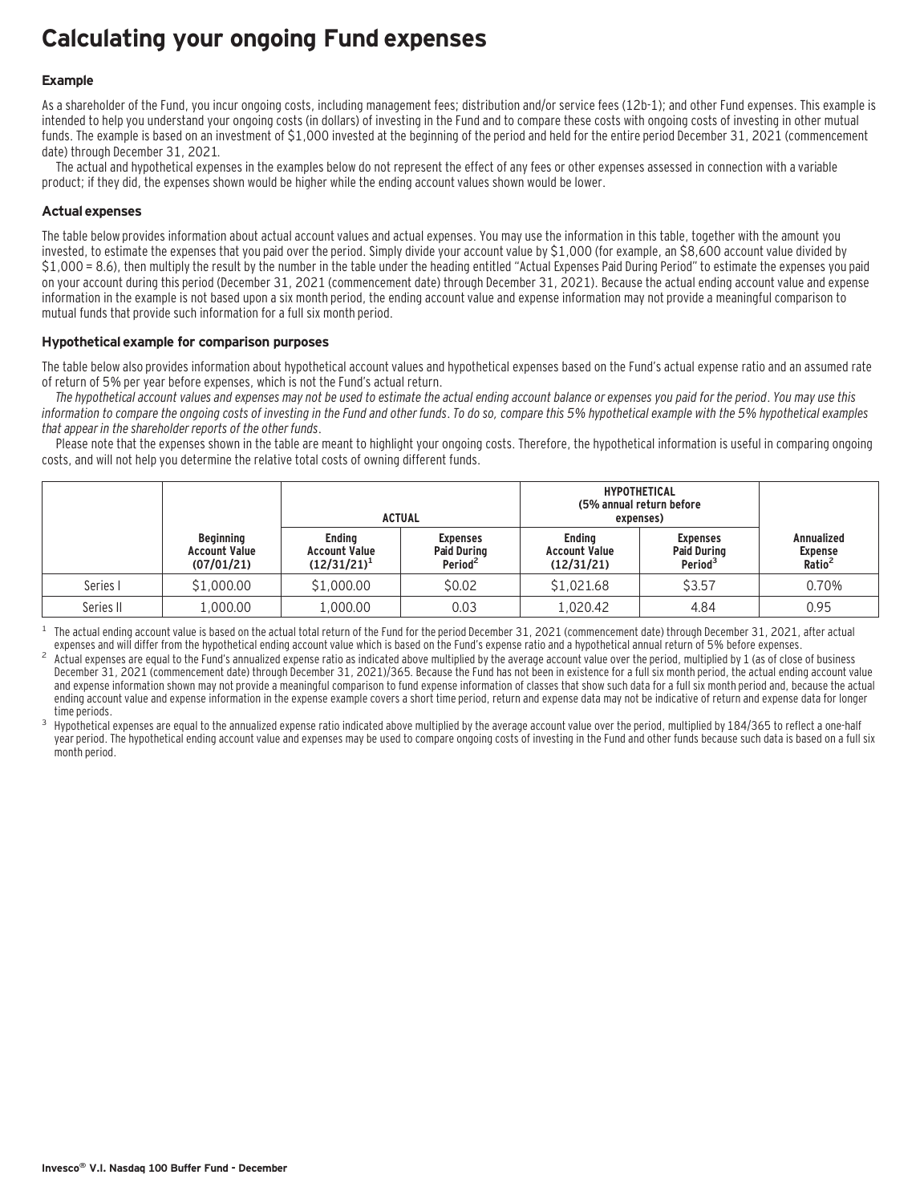# Calculating your ongoing Fund expenses

### Example

As a shareholder of the Fund, you incur ongoing costs, including management fees; distribution and/or service fees (12b-1); and other Fund expenses. This example is intended to help you understand your ongoing costs (in dollars) of investing in the Fund and to compare these costs with ongoing costs of investing in other mutual funds. The example is based on an investment of $1,000 invested at the beginning of the period and held for the entire period December 31, 2021 (commencement date) through December 31, 2021.

The actual and hypothetical expenses in the examples below do not represent the effect of any fees or other expenses assessed in connection with a variable product; if they did, the expenses shown would be higher while the ending account values shown would be lower.

### Actual expenses

The table below provides information about actual account values and actual expenses. You may use the information in this table, together with the amount you invested, to estimate the expenses that you paid over the period. Simply divide your account value by $1,000 (for example, an $8,600 account value divided by $1,000 = 8.6), then multiply the result by the number in the table under the heading entitled "Actual Expenses Paid During Period" to estimate the expenses you paid on your account during this period (December 31, 2021 (commencement date) through December 31, 2021). Because the actual ending account value and expense information in the example is not based upon a six month period, the ending account value and expense information may not provide a meaningful comparison to mutual funds that provide such information for a full six month period.

### Hypothetical example for comparison purposes

The table below also provides information about hypothetical account values and hypothetical expenses based on the Fund's actual expense ratio and an assumed rate of return of 5% per year before expenses, which is not the Fund's actual return.

*The hypothetical account values and expenses may not be used to estimate the actual ending account balance or expenses you paid for the period. You may use this information to compare the ongoing costs of investing in the Fund and other funds. To do so, compare this 5% hypothetical example with the 5% hypothetical examples that appear in the shareholder reports of the other funds.*

Please note that the expenses shown in the table are meant to highlight your ongoing costs. Therefore, the hypothetical information is useful in comparing ongoing costs, and will not help you determine the relative total costs of owning different funds.

| | | ACTUAL | | HYPOTHETICAL (5% annual return before expenses) | | |
|---|---|---|---|---|---|---|
| | Beginning Account Value (07/01/21) | Ending Account Value (12/31/21)[1] | Expenses Paid During Period[2] | Ending Account Value (12/31/21) | Expenses Paid During Period[3] | Annualized Expense Ratio[2] |
| Series I | $1,000.00 | $1,000.00 | $0.02 | $1,021.68 | $3.57 | 0.70% |
| Series II | 1,000.00 | 1,000.00 | 0.03 | 1,020.42 | 4.84 | 0.95 |

[1] The actual ending account value is based on the actual total return of the Fund for the period December 31, 2021 (commencement date) through December 31, 2021, after actual expenses and will differ from the hypothetical ending account value which is based on the Fund's expense ratio and a hypothetical annual return of 5% before expenses.

[2] Actual expenses are equal to the Fund's annualized expense ratio as indicated above multiplied by the average account value over the period, multiplied by 1 (as of close of business December 31, 2021 (commencement date) through December 31, 2021)/365. Because the Fund has not been in existence for a full six month period, the actual ending account value and expense information shown may not provide a meaningful comparison to fund expense information of classes that show such data for a full six month period and, because the actual ending account value and expense information in the expense example covers a short time period, return and expense data may not be indicative of return and expense data for longer time periods.

[3] Hypothetical expenses are equal to the annualized expense ratio indicated above multiplied by the average account value over the period, multiplied by 184/365 to reflect a one-half year period. The hypothetical ending account value and expenses may be used to compare ongoing costs of investing in the Fund and other funds because such data is based on a full six month period.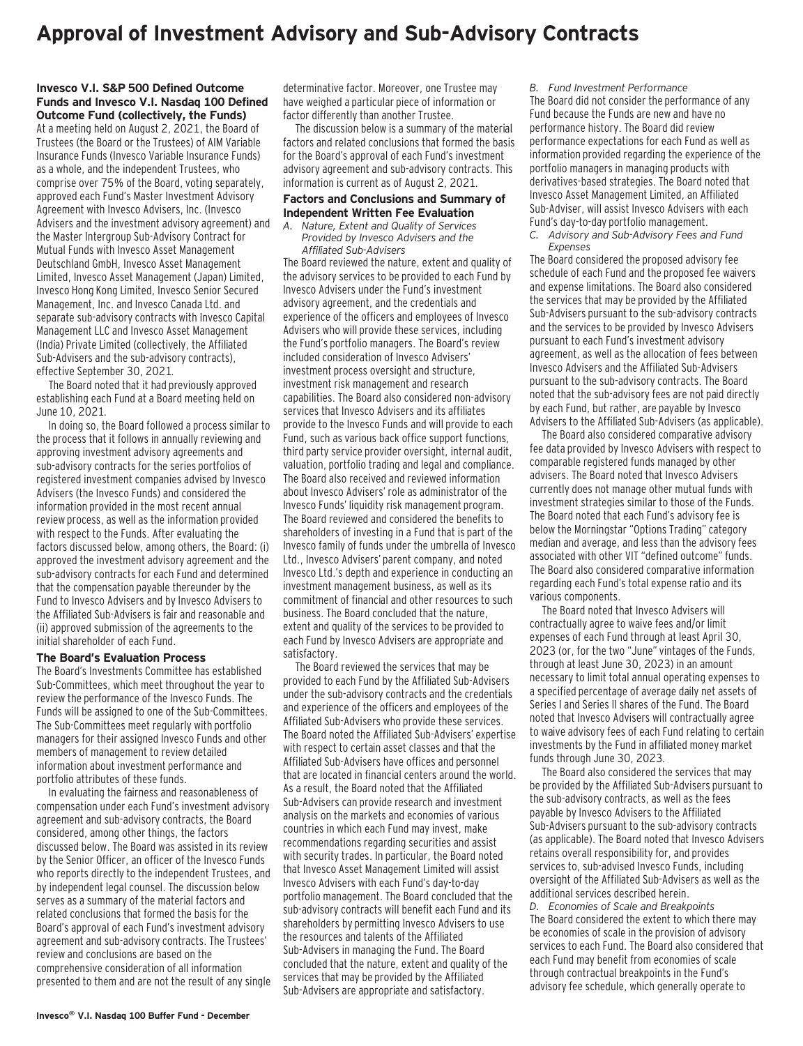# Approval of Investment Advisory and Sub-Advisory Contracts

**Invesco V.I. S&P 500 Defined Outcome Funds and Invesco V.I. Nasdaq 100 Defined Outcome Fund (collectively, the Funds)**

At a meeting held on August 2, 2021, the Board of Trustees (the Board or the Trustees) of AIM Variable Insurance Funds (Invesco Variable Insurance Funds) as a whole, and the independent Trustees, who comprise over 75% of the Board, voting separately, approved each Fund's Master Investment Advisory Agreement with Invesco Advisers, Inc. (Invesco Advisers and the investment advisory agreement) and the Master Intergroup Sub-Advisory Contract for Mutual Funds with Invesco Asset Management Deutschland GmbH, Invesco Asset Management Limited, Invesco Asset Management (Japan) Limited, Invesco Hong Kong Limited, Invesco Senior Secured Management, Inc. and Invesco Canada Ltd. and separate sub-advisory contracts with Invesco Capital Management LLC and Invesco Asset Management (India) Private Limited (collectively, the Affiliated Sub-Advisers and the sub-advisory contracts), effective September 30, 2021.

The Board noted that it had previously approved establishing each Fund at a Board meeting held on June 10, 2021.

In doing so, the Board followed a process similar to the process that it follows in annually reviewing and approving investment advisory agreements and sub-advisory contracts for the series portfolios of registered investment companies advised by Invesco Advisers (the Invesco Funds) and considered the information provided in the most recent annual review process, as well as the information provided with respect to the Funds. After evaluating the factors discussed below, among others, the Board: (i) approved the investment advisory agreement and the sub-advisory contracts for each Fund and determined that the compensation payable thereunder by the Fund to Invesco Advisers and by Invesco Advisers to the Affiliated Sub-Advisers is fair and reasonable and (ii) approved submission of the agreements to the initial shareholder of each Fund.

## The Board's Evaluation Process

The Board's Investments Committee has established Sub-Committees, which meet throughout the year to review the performance of the Invesco Funds. The Funds will be assigned to one of the Sub-Committees. The Sub-Committees meet regularly with portfolio managers for their assigned Invesco Funds and other members of management to review detailed information about investment performance and portfolio attributes of these funds.

In evaluating the fairness and reasonableness of compensation under each Fund's investment advisory agreement and sub-advisory contracts, the Board considered, among other things, the factors discussed below. The Board was assisted in its review by the Senior Officer, an officer of the Invesco Funds who reports directly to the independent Trustees, and by independent legal counsel. The discussion below serves as a summary of the material factors and related conclusions that formed the basis for the Board's approval of each Fund's investment advisory agreement and sub-advisory contracts. The Trustees' review and conclusions are based on the comprehensive consideration of all information presented to them and are not the result of any single determinative factor. Moreover, one Trustee may have weighed a particular piece of information or factor differently than another Trustee.

The discussion below is a summary of the material factors and related conclusions that formed the basis for the Board's approval of each Fund's investment advisory agreement and sub-advisory contracts. This information is current as of August 2, 2021.

## Factors and Conclusions and Summary of Independent Written Fee Evaluation

*A. Nature, Extent and Quality of Services Provided by Invesco Advisers and the Affiliated Sub-Advisers*

The Board reviewed the nature, extent and quality of the advisory services to be provided to each Fund by Invesco Advisers under the Fund's investment advisory agreement, and the credentials and experience of the officers and employees of Invesco Advisers who will provide these services, including the Fund's portfolio managers. The Board's review included consideration of Invesco Advisers' investment process oversight and structure, investment risk management and research capabilities. The Board also considered non-advisory services that Invesco Advisers and its affiliates provide to the Invesco Funds and will provide to each Fund, such as various back office support functions, third party service provider oversight, internal audit, valuation, portfolio trading and legal and compliance. The Board also received and reviewed information about Invesco Advisers' role as administrator of the Invesco Funds' liquidity risk management program. The Board reviewed and considered the benefits to shareholders of investing in a Fund that is part of the Invesco family of funds under the umbrella of Invesco Ltd., Invesco Advisers' parent company, and noted Invesco Ltd.'s depth and experience in conducting an investment management business, as well as its commitment of financial and other resources to such business. The Board concluded that the nature, extent and quality of the services to be provided to each Fund by Invesco Advisers are appropriate and satisfactory.

The Board reviewed the services that may be provided to each Fund by the Affiliated Sub-Advisers under the sub-advisory contracts and the credentials and experience of the officers and employees of the Affiliated Sub-Advisers who provide these services. The Board noted the Affiliated Sub-Advisers' expertise with respect to certain asset classes and that the Affiliated Sub-Advisers have offices and personnel that are located in financial centers around the world. As a result, the Board noted that the Affiliated Sub-Advisers can provide research and investment analysis on the markets and economies of various countries in which each Fund may invest, make recommendations regarding securities and assist with security trades. In particular, the Board noted that Invesco Asset Management Limited will assist Invesco Advisers with each Fund's day-to-day portfolio management. The Board concluded that the sub-advisory contracts will benefit each Fund and its shareholders by permitting Invesco Advisers to use the resources and talents of the Affiliated Sub-Advisers in managing the Fund. The Board concluded that the nature, extent and quality of the services that may be provided by the Affiliated Sub-Advisers are appropriate and satisfactory.

*B. Fund Investment Performance*

The Board did not consider the performance of any Fund because the Funds are new and have no performance history. The Board did review performance expectations for each Fund as well as information provided regarding the experience of the portfolio managers in managing products with derivatives-based strategies. The Board noted that Invesco Asset Management Limited, an Affiliated Sub-Adviser, will assist Invesco Advisers with each Fund's day-to-day portfolio management.

*C. Advisory and Sub-Advisory Fees and Fund Expenses*

The Board considered the proposed advisory fee schedule of each Fund and the proposed fee waivers and expense limitations. The Board also considered the services that may be provided by the Affiliated Sub-Advisers pursuant to the sub-advisory contracts and the services to be provided by Invesco Advisers pursuant to each Fund's investment advisory agreement, as well as the allocation of fees between Invesco Advisers and the Affiliated Sub-Advisers pursuant to the sub-advisory contracts. The Board noted that the sub-advisory fees are not paid directly by each Fund, but rather, are payable by Invesco Advisers to the Affiliated Sub-Advisers (as applicable).

The Board also considered comparative advisory fee data provided by Invesco Advisers with respect to comparable registered funds managed by other advisers. The Board noted that Invesco Advisers currently does not manage other mutual funds with investment strategies similar to those of the Funds. The Board noted that each Fund's advisory fee is below the Morningstar "Options Trading" category median and average, and less than the advisory fees associated with other VIT "defined outcome" funds. The Board also considered comparative information regarding each Fund's total expense ratio and its various components.

The Board noted that Invesco Advisers will contractually agree to waive fees and/or limit expenses of each Fund through at least April 30, 2023 (or, for the two "June" vintages of the Funds, through at least June 30, 2023) in an amount necessary to limit total annual operating expenses to a specified percentage of average daily net assets of Series I and Series II shares of the Fund. The Board noted that Invesco Advisers will contractually agree to waive advisory fees of each Fund relating to certain investments by the Fund in affiliated money market funds through June 30, 2023.

The Board also considered the services that may be provided by the Affiliated Sub-Advisers pursuant to the sub-advisory contracts, as well as the fees payable by Invesco Advisers to the Affiliated Sub-Advisers pursuant to the sub-advisory contracts (as applicable). The Board noted that Invesco Advisers retains overall responsibility for, and provides services to, sub-advised Invesco Funds, including oversight of the Affiliated Sub-Advisers as well as the additional services described herein.

*D. Economies of Scale and Breakpoints*

The Board considered the extent to which there may be economies of scale in the provision of advisory services to each Fund. The Board also considered that each Fund may benefit from economies of scale through contractual breakpoints in the Fund's advisory fee schedule, which generally operate to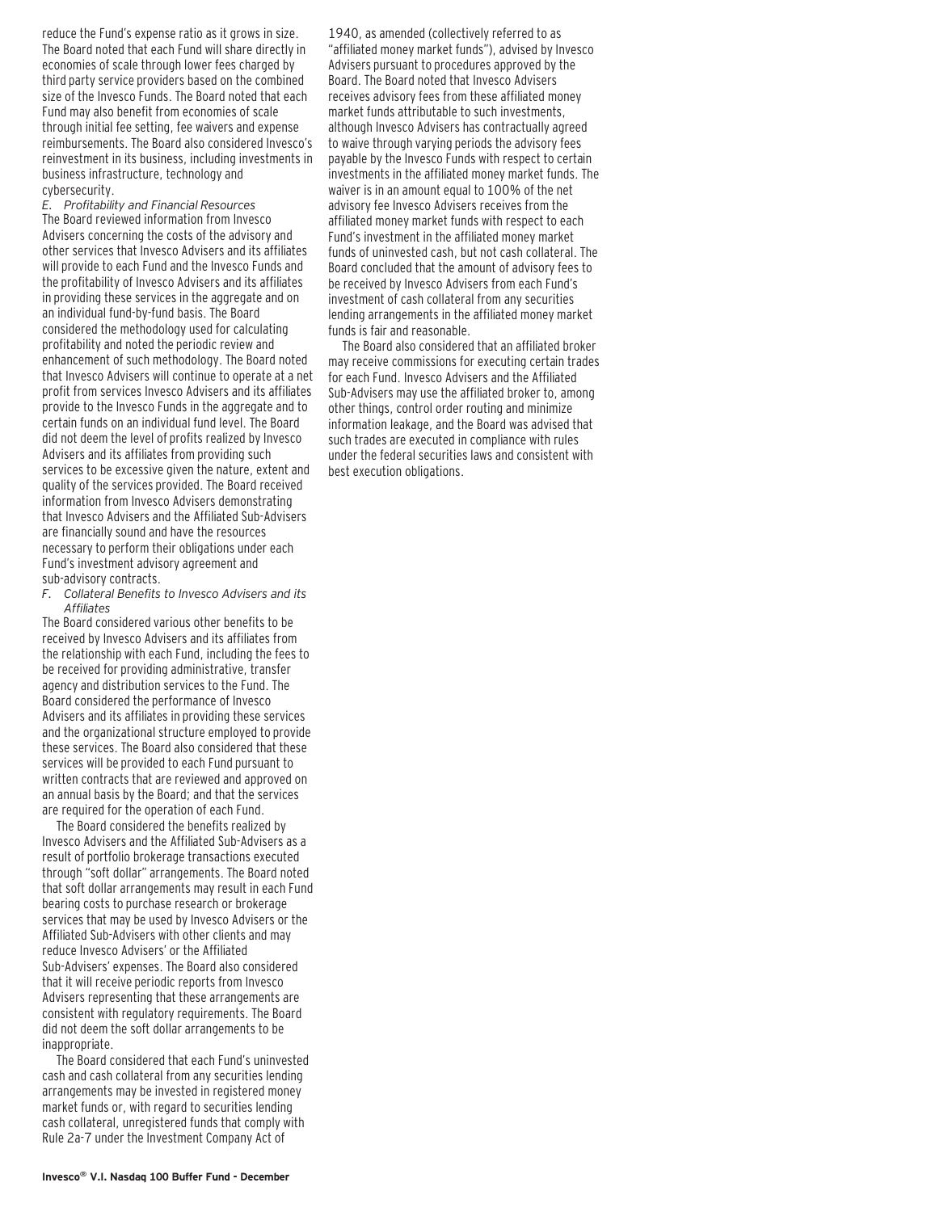reduce the Fund's expense ratio as it grows in size. The Board noted that each Fund will share directly in economies of scale through lower fees charged by third party service providers based on the combined size of the Invesco Funds. The Board noted that each Fund may also benefit from economies of scale through initial fee setting, fee waivers and expense reimbursements. The Board also considered Invesco's reinvestment in its business, including investments in business infrastructure, technology and cybersecurity.

*E. Profitability and Financial Resources*

The Board reviewed information from Invesco Advisers concerning the costs of the advisory and other services that Invesco Advisers and its affiliates will provide to each Fund and the Invesco Funds and the profitability of Invesco Advisers and its affiliates in providing these services in the aggregate and on an individual fund-by-fund basis. The Board considered the methodology used for calculating profitability and noted the periodic review and enhancement of such methodology. The Board noted that Invesco Advisers will continue to operate at a net profit from services Invesco Advisers and its affiliates provide to the Invesco Funds in the aggregate and to certain funds on an individual fund level. The Board did not deem the level of profits realized by Invesco Advisers and its affiliates from providing such services to be excessive given the nature, extent and quality of the services provided. The Board received information from Invesco Advisers demonstrating that Invesco Advisers and the Affiliated Sub-Advisers are financially sound and have the resources necessary to perform their obligations under each Fund's investment advisory agreement and sub-advisory contracts.

*F. Collateral Benefits to Invesco Advisers and its Affiliates*

The Board considered various other benefits to be received by Invesco Advisers and its affiliates from the relationship with each Fund, including the fees to be received for providing administrative, transfer agency and distribution services to the Fund. The Board considered the performance of Invesco Advisers and its affiliates in providing these services and the organizational structure employed to provide these services. The Board also considered that these services will be provided to each Fund pursuant to written contracts that are reviewed and approved on an annual basis by the Board; and that the services are required for the operation of each Fund.

The Board considered the benefits realized by Invesco Advisers and the Affiliated Sub-Advisers as a result of portfolio brokerage transactions executed through "soft dollar" arrangements. The Board noted that soft dollar arrangements may result in each Fund bearing costs to purchase research or brokerage services that may be used by Invesco Advisers or the Affiliated Sub-Advisers with other clients and may reduce Invesco Advisers' or the Affiliated Sub-Advisers' expenses. The Board also considered that it will receive periodic reports from Invesco Advisers representing that these arrangements are consistent with regulatory requirements. The Board did not deem the soft dollar arrangements to be inappropriate.

The Board considered that each Fund's uninvested cash and cash collateral from any securities lending arrangements may be invested in registered money market funds or, with regard to securities lending cash collateral, unregistered funds that comply with Rule 2a-7 under the Investment Company Act of 1940, as amended (collectively referred to as "affiliated money market funds"), advised by Invesco Advisers pursuant to procedures approved by the Board. The Board noted that Invesco Advisers receives advisory fees from these affiliated money market funds attributable to such investments, although Invesco Advisers has contractually agreed to waive through varying periods the advisory fees payable by the Invesco Funds with respect to certain investments in the affiliated money market funds. The waiver is in an amount equal to 100% of the net advisory fee Invesco Advisers receives from the affiliated money market funds with respect to each Fund's investment in the affiliated money market funds of uninvested cash, but not cash collateral. The Board concluded that the amount of advisory fees to be received by Invesco Advisers from each Fund's investment of cash collateral from any securities lending arrangements in the affiliated money market funds is fair and reasonable.

The Board also considered that an affiliated broker may receive commissions for executing certain trades for each Fund. Invesco Advisers and the Affiliated Sub-Advisers may use the affiliated broker to, among other things, control order routing and minimize information leakage, and the Board was advised that such trades are executed in compliance with rules under the federal securities laws and consistent with best execution obligations.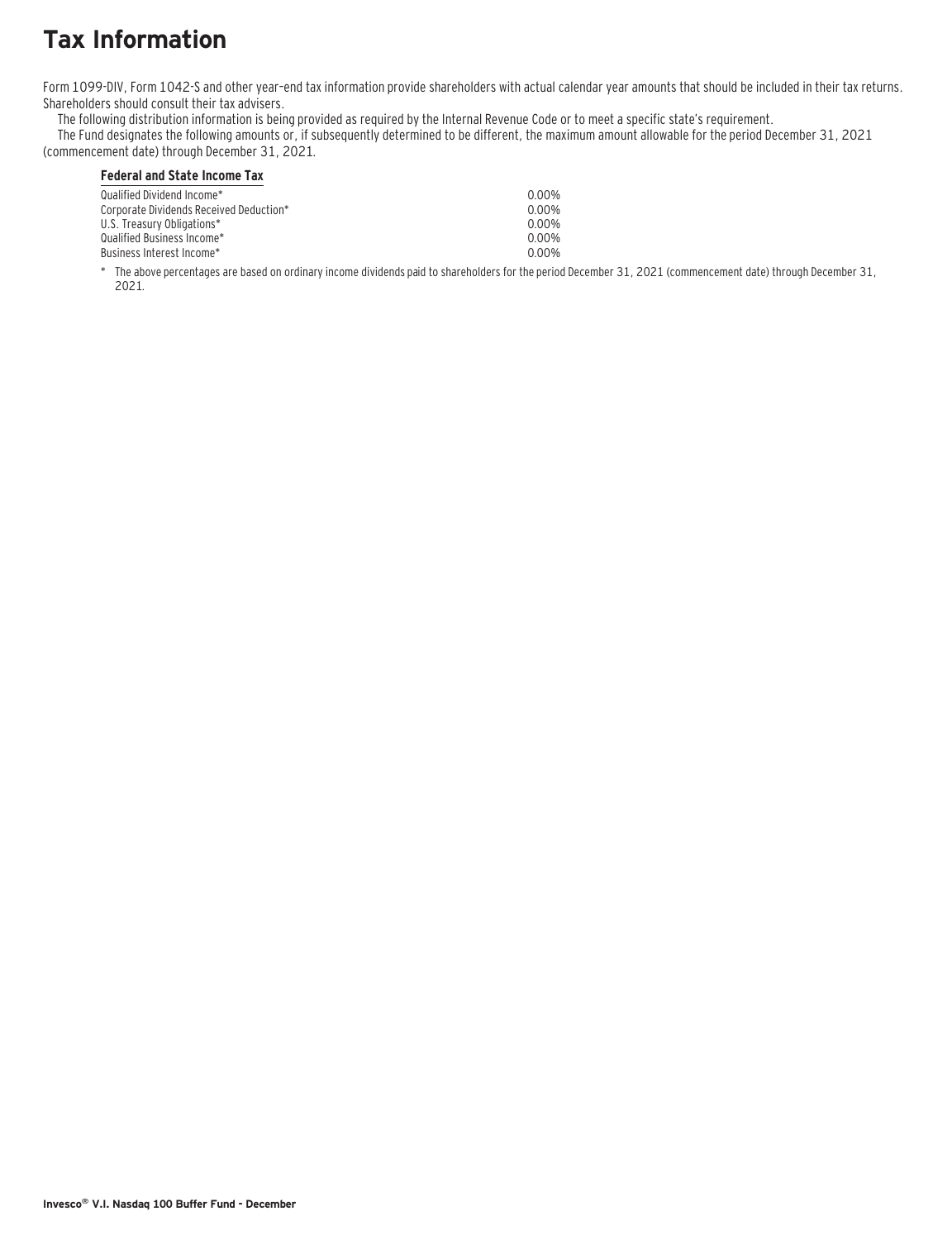# Tax Information

Form 1099-DIV, Form 1042-S and other year–end tax information provide shareholders with actual calendar year amounts that should be included in their tax returns. Shareholders should consult their tax advisers.

The following distribution information is being provided as required by the Internal Revenue Code or to meet a specific state's requirement.

The Fund designates the following amounts or, if subsequently determined to be different, the maximum amount allowable for the period December 31, 2021 (commencement date) through December 31, 2021.

**Federal and State Income Tax**

| | |
|---|---|
| Qualified Dividend Income* | 0.00% |
| Corporate Dividends Received Deduction* | 0.00% |
| U.S. Treasury Obligations* | 0.00% |
| Qualified Business Income* | 0.00% |
| Business Interest Income* | 0.00% |

* The above percentages are based on ordinary income dividends paid to shareholders for the period December 31, 2021 (commencement date) through December 31, 2021.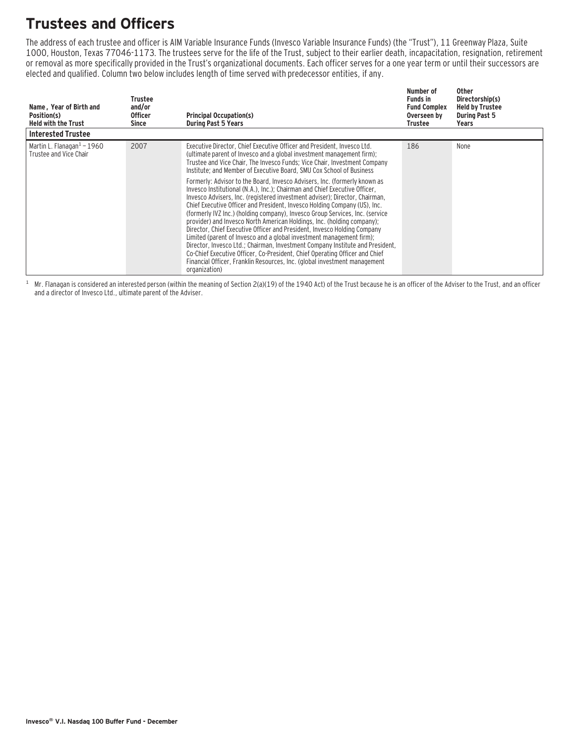# Trustees and Officers

The address of each trustee and officer is AIM Variable Insurance Funds (Invesco Variable Insurance Funds) (the "Trust"), 11 Greenway Plaza, Suite 1000, Houston, Texas 77046-1173. The trustees serve for the life of the Trust, subject to their earlier death, incapacitation, resignation, retirement or removal as more specifically provided in the Trust's organizational documents. Each officer serves for a one year term or until their successors are elected and qualified. Column two below includes length of time served with predecessor entities, if any.

| Name, Year of Birth and Position(s) Held with the Trust | Trustee and/or Officer Since | Principal Occupation(s) During Past 5 Years | Number of Funds in Fund Complex Overseen by Trustee | Other Directorship(s) Held by Trustee During Past 5 Years |
|---|---|---|---|---|
| **Interested Trustee** | | | | |
| Martin L. Flanagan[1] – 1960 Trustee and Vice Chair | 2007 | Executive Director, Chief Executive Officer and President, Invesco Ltd. (ultimate parent of Invesco and a global investment management firm); Trustee and Vice Chair, The Invesco Funds; Vice Chair, Investment Company Institute; and Member of Executive Board, SMU Cox School of Business<br><br>Formerly: Advisor to the Board, Invesco Advisers, Inc. (formerly known as Invesco Institutional (N.A.), Inc.); Chairman and Chief Executive Officer, Invesco Advisers, Inc. (registered investment adviser); Director, Chairman, Chief Executive Officer and President, Invesco Holding Company (US), Inc. (formerly IVZ Inc.) (holding company), Invesco Group Services, Inc. (service provider) and Invesco North American Holdings, Inc. (holding company); Director, Chief Executive Officer and President, Invesco Holding Company Limited (parent of Invesco and a global investment management firm); Director, Invesco Ltd.; Chairman, Investment Company Institute and President, Co-Chief Executive Officer, Co-President, Chief Operating Officer and Chief Financial Officer, Franklin Resources, Inc. (global investment management organization) | 186 | None |

[1] Mr. Flanagan is considered an interested person (within the meaning of Section 2(a)(19) of the 1940 Act) of the Trust because he is an officer of the Adviser to the Trust, and an officer and a director of Invesco Ltd., ultimate parent of the Adviser.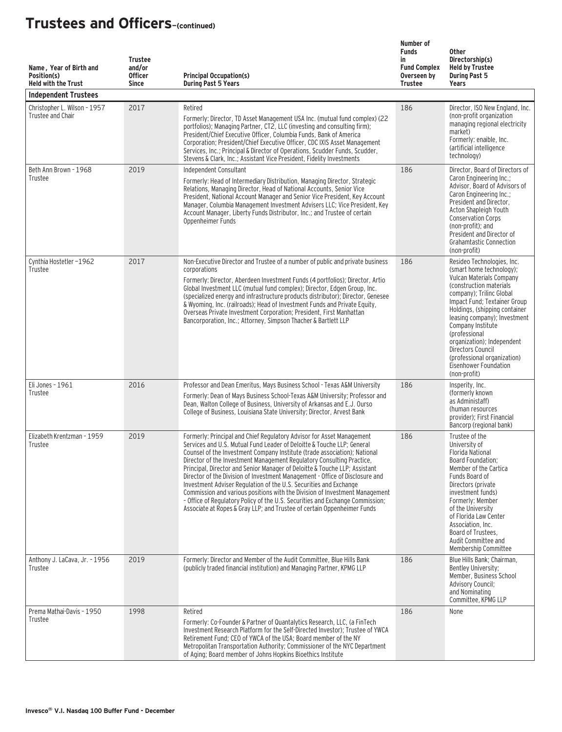# Trustees and Officers–(continued)

| Name, Year of Birth and Position(s) Held with the Trust | Trustee and/or Officer Since | Principal Occupation(s) During Past 5 Years | Number of Funds in Fund Complex Overseen by Trustee | Other Directorship(s) Held by Trustee During Past 5 Years |
|---|---|---|---|---|
| **Independent Trustees** | | | | |
| Christopher L. Wilson - 1957 Trustee and Chair | 2017 | Retired<br>Formerly: Director, TD Asset Management USA Inc. (mutual fund complex) (22 portfolios); Managing Partner, CT2, LLC (investing and consulting firm); President/Chief Executive Officer, Columbia Funds, Bank of America Corporation; President/Chief Executive Officer, CDC IXIS Asset Management Services, Inc.; Principal & Director of Operations, Scudder Funds, Scudder, Stevens & Clark, Inc.; Assistant Vice President, Fidelity Investments | 186 | Director, ISO New England, Inc. (non-profit organization managing regional electricity market)<br>Formerly: enaible, Inc. (artificial intelligence technology) |
| Beth Ann Brown - 1968 Trustee | 2019 | Independent Consultant<br>Formerly: Head of Intermediary Distribution, Managing Director, Strategic Relations, Managing Director, Head of National Accounts, Senior Vice President, National Account Manager and Senior Vice President, Key Account Manager, Columbia Management Investment Advisers LLC; Vice President, Key Account Manager, Liberty Funds Distributor, Inc.; and Trustee of certain Oppenheimer Funds | 186 | Director, Board of Directors of Caron Engineering Inc.; Advisor, Board of Advisors of Caron Engineering Inc.; President and Director, Acton Shapleigh Youth Conservation Corps (non-profit); and President and Director of Grahamtastic Connection (non-profit) |
| Cynthia Hostetler –1962 Trustee | 2017 | Non-Executive Director and Trustee of a number of public and private business corporations<br>Formerly: Director, Aberdeen Investment Funds (4 portfolios); Director, Artio Global Investment LLC (mutual fund complex); Director, Edgen Group, Inc. (specialized energy and infrastructure products distributor); Director, Genesee & Wyoming, Inc. (railroads); Head of Investment Funds and Private Equity, Overseas Private Investment Corporation; President, First Manhattan Bancorporation, Inc.; Attorney, Simpson Thacher & Bartlett LLP | 186 | Resideo Technologies, Inc. (smart home technology); Vulcan Materials Company (construction materials company); Trilinc Global Impact Fund; Textainer Group Holdings, (shipping container leasing company); Investment Company Institute (professional organization); Independent Directors Council (professional organization) Eisenhower Foundation (non-profit) |
| Eli Jones - 1961 Trustee | 2016 | Professor and Dean Emeritus, Mays Business School - Texas A&M University<br>Formerly: Dean of Mays Business School-Texas A&M University; Professor and Dean, Walton College of Business, University of Arkansas and E.J. Ourso College of Business, Louisiana State University; Director, Arvest Bank | 186 | Insperity, Inc. (formerly known as Administaff) (human resources provider); First Financial Bancorp (regional bank) |
| Elizabeth Krentzman - 1959 Trustee | 2019 | Formerly: Principal and Chief Regulatory Advisor for Asset Management Services and U.S. Mutual Fund Leader of Deloitte & Touche LLP; General Counsel of the Investment Company Institute (trade association); National Director of the Investment Management Regulatory Consulting Practice, Principal, Director and Senior Manager of Deloitte & Touche LLP; Assistant Director of the Division of Investment Management - Office of Disclosure and Investment Adviser Regulation of the U.S. Securities and Exchange Commission and various positions with the Division of Investment Management – Office of Regulatory Policy of the U.S. Securities and Exchange Commission; Associate at Ropes & Gray LLP; and Trustee of certain Oppenheimer Funds | 186 | Trustee of the University of Florida National Board Foundation; Member of the Cartica Funds Board of Directors (private investment funds)<br>Formerly: Member of the University of Florida Law Center Association, Inc. Board of Trustees, Audit Committee and Membership Committee |
| Anthony J. LaCava, Jr. - 1956 Trustee | 2019 | Formerly: Director and Member of the Audit Committee, Blue Hills Bank (publicly traded financial institution) and Managing Partner, KPMG LLP | 186 | Blue Hills Bank; Chairman, Bentley University; Member, Business School Advisory Council; and Nominating Committee, KPMG LLP |
| Prema Mathai-Davis - 1950 Trustee | 1998 | Retired<br>Formerly: Co-Founder & Partner of Quantalytics Research, LLC, (a FinTech Investment Research Platform for the Self-Directed Investor); Trustee of YWCA Retirement Fund; CEO of YWCA of the USA; Board member of the NY Metropolitan Transportation Authority; Commissioner of the NYC Department of Aging; Board member of Johns Hopkins Bioethics Institute | 186 | None |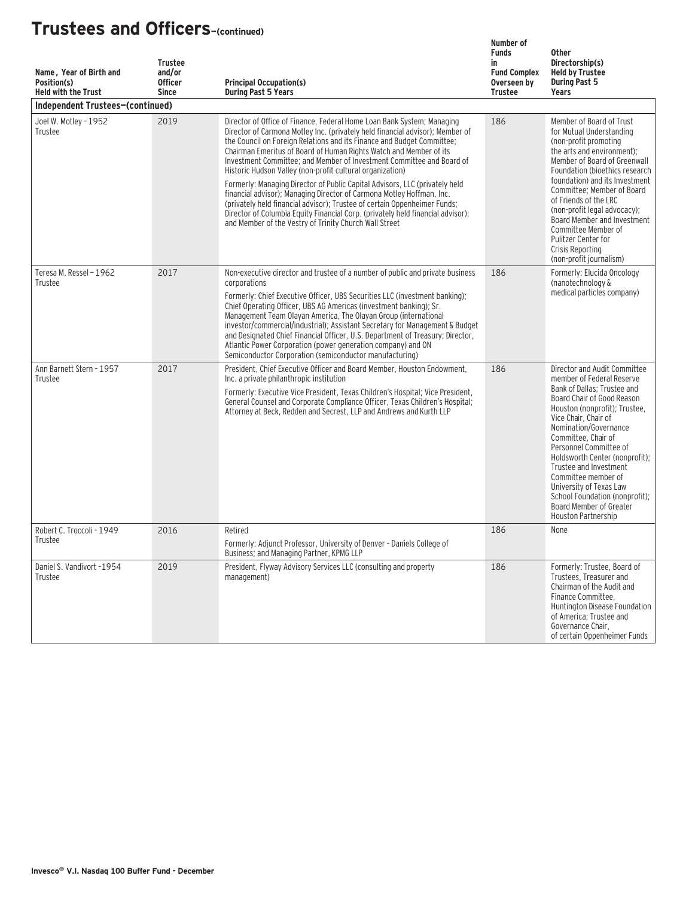# Trustees and Officers–(continued)

| Name, Year of Birth and Position(s) Held with the Trust | Trustee and/or Officer Since | Principal Occupation(s) During Past 5 Years | Number of Funds in Fund Complex Overseen by Trustee | Other Directorship(s) Held by Trustee During Past 5 Years |
|---|---|---|---|---|
| **Independent Trustees–(continued)** | | | | |
| Joel W. Motley - 1952 Trustee | 2019 | Director of Office of Finance, Federal Home Loan Bank System; Managing Director of Carmona Motley Inc. (privately held financial advisor); Member of the Council on Foreign Relations and its Finance and Budget Committee; Chairman Emeritus of Board of Human Rights Watch and Member of its Investment Committee; and Member of Investment Committee and Board of Historic Hudson Valley (non-profit cultural organization)<br>Formerly: Managing Director of Public Capital Advisors, LLC (privately held financial advisor); Managing Director of Carmona Motley Hoffman, Inc. (privately held financial advisor); Trustee of certain Oppenheimer Funds; Director of Columbia Equity Financial Corp. (privately held financial advisor); and Member of the Vestry of Trinity Church Wall Street | 186 | Member of Board of Trust for Mutual Understanding (non-profit promoting the arts and environment); Member of Board of Greenwall Foundation (bioethics research foundation) and its Investment Committee; Member of Board of Friends of the LRC (non-profit legal advocacy); Board Member and Investment Committee Member of Pulitzer Center for Crisis Reporting (non-profit journalism) |
| Teresa M. Ressel – 1962 Trustee | 2017 | Non-executive director and trustee of a number of public and private business corporations<br>Formerly: Chief Executive Officer, UBS Securities LLC (investment banking); Chief Operating Officer, UBS AG Americas (investment banking); Sr. Management Team Olayan America, The Olayan Group (international investor/commercial/industrial); Assistant Secretary for Management & Budget and Designated Chief Financial Officer, U.S. Department of Treasury; Director, Atlantic Power Corporation (power generation company) and ON Semiconductor Corporation (semiconductor manufacturing) | 186 | Formerly: Elucida Oncology (nanotechnology & medical particles company) |
| Ann Barnett Stern - 1957 Trustee | 2017 | President, Chief Executive Officer and Board Member, Houston Endowment, Inc. a private philanthropic institution<br>Formerly: Executive Vice President, Texas Children's Hospital; Vice President, General Counsel and Corporate Compliance Officer, Texas Children's Hospital; Attorney at Beck, Redden and Secrest, LLP and Andrews and Kurth LLP | 186 | Director and Audit Committee member of Federal Reserve Bank of Dallas; Trustee and Board Chair of Good Reason Houston (nonprofit); Trustee, Vice Chair, Chair of Nomination/Governance Committee, Chair of Personnel Committee of Holdsworth Center (nonprofit); Trustee and Investment Committee member of University of Texas Law School Foundation (nonprofit); Board Member of Greater Houston Partnership |
| Robert C. Troccoli - 1949 Trustee | 2016 | Retired<br>Formerly: Adjunct Professor, University of Denver – Daniels College of Business; and Managing Partner, KPMG LLP | 186 | None |
| Daniel S. Vandivort -1954 Trustee | 2019 | President, Flyway Advisory Services LLC (consulting and property management) | 186 | Formerly: Trustee, Board of Trustees, Treasurer and Chairman of the Audit and Finance Committee, Huntington Disease Foundation of America; Trustee and Governance Chair, of certain Oppenheimer Funds |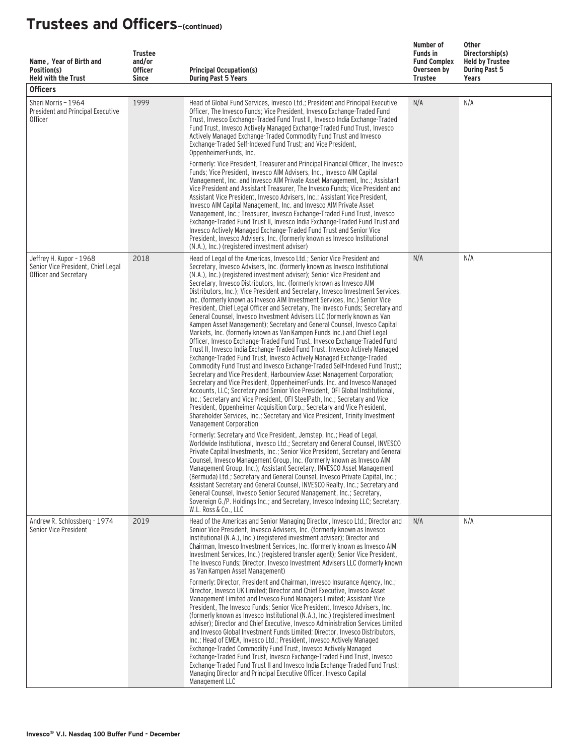# Trustees and Officers–(continued)

| Name, Year of Birth and Position(s) Held with the Trust | Trustee and/or Officer Since | Principal Occupation(s) During Past 5 Years | Number of Funds in Fund Complex Overseen by Trustee | Other Directorship(s) Held by Trustee During Past 5 Years |
|---|---|---|---|---|
| **Officers** | | | | |
| Sheri Morris – 1964<br>President and Principal Executive Officer | 1999 | Head of Global Fund Services, Invesco Ltd.; President and Principal Executive Officer, The Invesco Funds; Vice President, Invesco Exchange-Traded Fund Trust, Invesco Exchange-Traded Fund Trust II, Invesco India Exchange-Traded Fund Trust, Invesco Actively Managed Exchange-Traded Fund Trust, Invesco Actively Managed Exchange-Traded Commodity Fund Trust and Invesco Exchange-Traded Self-Indexed Fund Trust; and Vice President, OppenheimerFunds, Inc.<br><br>Formerly: Vice President, Treasurer and Principal Financial Officer, The Invesco Funds; Vice President, Invesco AIM Advisers, Inc., Invesco AIM Capital Management, Inc. and Invesco AIM Private Asset Management, Inc.; Assistant Vice President and Assistant Treasurer, The Invesco Funds; Vice President and Assistant Vice President, Invesco Advisers, Inc.; Assistant Vice President, Invesco AIM Capital Management, Inc. and Invesco AIM Private Asset Management, Inc.; Treasurer, Invesco Exchange-Traded Fund Trust, Invesco Exchange-Traded Fund Trust II, Invesco India Exchange-Traded Fund Trust and Invesco Actively Managed Exchange-Traded Fund Trust and Senior Vice President, Invesco Advisers, Inc. (formerly known as Invesco Institutional (N.A.), Inc.) (registered investment adviser) | N/A | N/A |
| Jeffrey H. Kupor - 1968<br>Senior Vice President, Chief Legal Officer and Secretary | 2018 | Head of Legal of the Americas, Invesco Ltd.; Senior Vice President and Secretary, Invesco Advisers, Inc. (formerly known as Invesco Institutional (N.A.), Inc.) (registered investment adviser); Senior Vice President and Secretary, Invesco Distributors, Inc. (formerly known as Invesco AIM Distributors, Inc.); Vice President and Secretary, Invesco Investment Services, Inc. (formerly known as Invesco AIM Investment Services, Inc.) Senior Vice President, Chief Legal Officer and Secretary, The Invesco Funds; Secretary and General Counsel, Invesco Investment Advisers LLC (formerly known as Van Kampen Asset Management); Secretary and General Counsel, Invesco Capital Markets, Inc. (formerly known as Van Kampen Funds Inc.) and Chief Legal Officer, Invesco Exchange-Traded Fund Trust, Invesco Exchange-Traded Fund Trust II, Invesco India Exchange-Traded Fund Trust, Invesco Actively Managed Exchange-Traded Fund Trust, Invesco Actively Managed Exchange-Traded Commodity Fund Trust and Invesco Exchange-Traded Self-Indexed Fund Trust;; Secretary and Vice President, Harbourview Asset Management Corporation; Secretary and Vice President, OppenheimerFunds, Inc. and Invesco Managed Accounts, LLC; Secretary and Senior Vice President, OFI Global Institutional, Inc.; Secretary and Vice President, OFI SteelPath, Inc.; Secretary and Vice President, Oppenheimer Acquisition Corp.; Secretary and Vice President, Shareholder Services, Inc.; Secretary and Vice President, Trinity Investment Management Corporation<br><br>Formerly: Secretary and Vice President, Jemstep, Inc.; Head of Legal, Worldwide Institutional, Invesco Ltd.; Secretary and General Counsel, INVESCO Private Capital Investments, Inc.; Senior Vice President, Secretary and General Counsel, Invesco Management Group, Inc. (formerly known as Invesco AIM Management Group, Inc.); Assistant Secretary, INVESCO Asset Management (Bermuda) Ltd.; Secretary and General Counsel, Invesco Private Capital, Inc.; Assistant Secretary and General Counsel, INVESCO Realty, Inc.; Secretary and General Counsel, Invesco Senior Secured Management, Inc.; Secretary, Sovereign G./P. Holdings Inc.; and Secretary, Invesco Indexing LLC; Secretary, W.L. Ross & Co., LLC | N/A | N/A |
| Andrew R. Schlossberg - 1974<br>Senior Vice President | 2019 | Head of the Americas and Senior Managing Director, Invesco Ltd.; Director and Senior Vice President, Invesco Advisers, Inc. (formerly known as Invesco Institutional (N.A.), Inc.) (registered investment adviser); Director and Chairman, Invesco Investment Services, Inc. (formerly known as Invesco AIM Investment Services, Inc.) (registered transfer agent); Senior Vice President, The Invesco Funds; Director, Invesco Investment Advisers LLC (formerly known as Van Kampen Asset Management)<br><br>Formerly: Director, President and Chairman, Invesco Insurance Agency, Inc.; Director, Invesco UK Limited; Director and Chief Executive, Invesco Asset Management Limited and Invesco Fund Managers Limited; Assistant Vice President, The Invesco Funds; Senior Vice President, Invesco Advisers, Inc. (formerly known as Invesco Institutional (N.A.), Inc.) (registered investment adviser); Director and Chief Executive, Invesco Administration Services Limited and Invesco Global Investment Funds Limited; Director, Invesco Distributors, Inc.; Head of EMEA, Invesco Ltd.; President, Invesco Actively Managed Exchange-Traded Commodity Fund Trust, Invesco Actively Managed Exchange-Traded Fund Trust, Invesco Exchange-Traded Fund Trust, Invesco Exchange-Traded Fund Trust II and Invesco India Exchange-Traded Fund Trust; Managing Director and Principal Executive Officer, Invesco Capital Management LLC | N/A | N/A |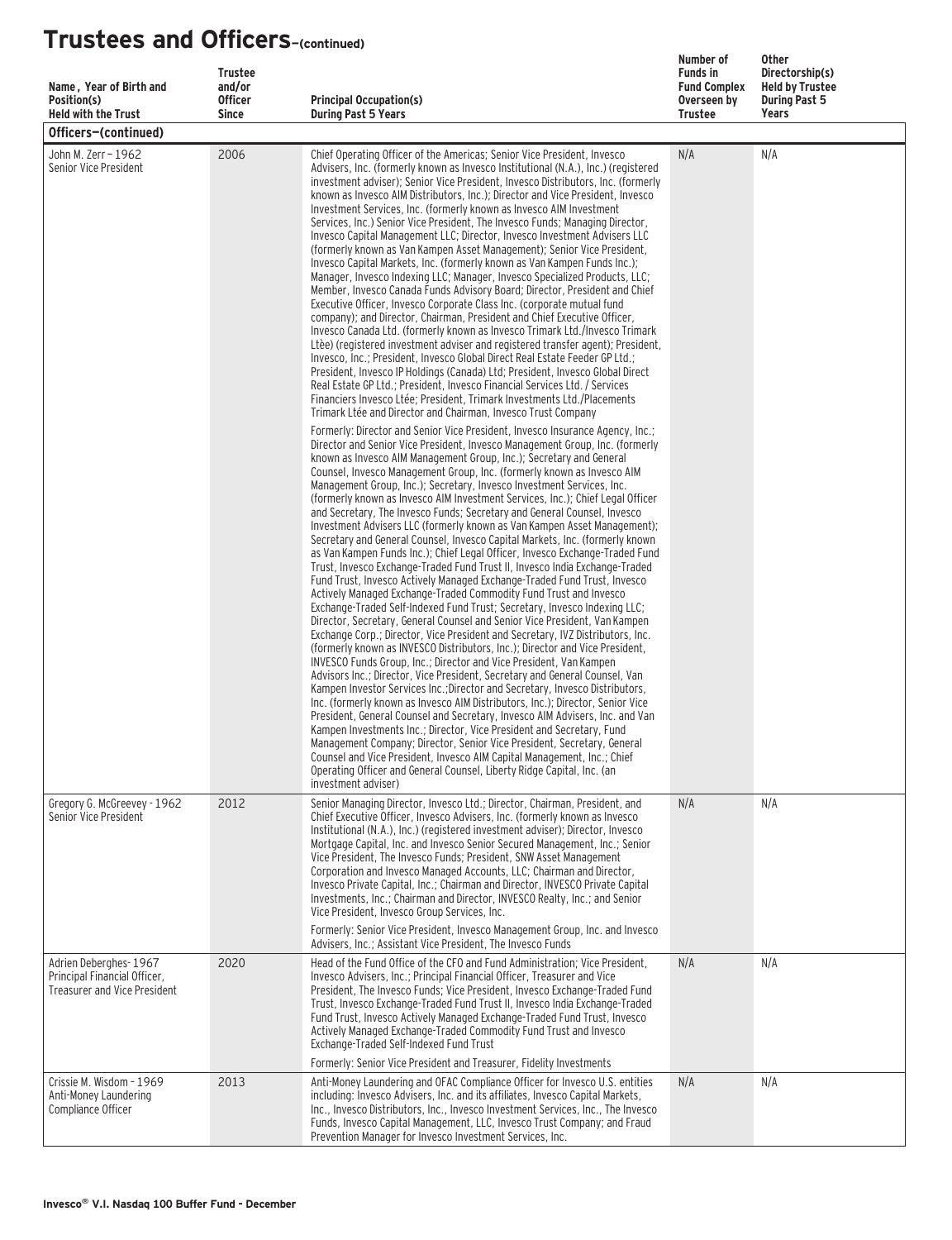# Trustees and Officers–(continued)

| Name , Year of Birth and Position(s) Held with the Trust | Trustee and/or Officer Since | Principal Occupation(s) During Past 5 Years | Number of Funds in Fund Complex Overseen by Trustee | Other Directorship(s) Held by Trustee During Past 5 Years |
|---|---|---|---|---|
| **Officers–(continued)** | | | | |
| John M. Zerr – 1962<br>Senior Vice President | 2006 | Chief Operating Officer of the Americas; Senior Vice President, Invesco Advisers, Inc. (formerly known as Invesco Institutional (N.A.), Inc.) (registered investment adviser); Senior Vice President, Invesco Distributors, Inc. (formerly known as Invesco AIM Distributors, Inc.); Director and Vice President, Invesco Investment Services, Inc. (formerly known as Invesco AIM Investment Services, Inc.) Senior Vice President, The Invesco Funds; Managing Director, Invesco Capital Management LLC; Director, Invesco Investment Advisers LLC (formerly known as Van Kampen Asset Management); Senior Vice President, Invesco Capital Markets, Inc. (formerly known as Van Kampen Funds Inc.); Manager, Invesco Indexing LLC; Manager, Invesco Specialized Products, LLC; Member, Invesco Canada Funds Advisory Board; Director, President and Chief Executive Officer, Invesco Corporate Class Inc. (corporate mutual fund company); and Director, Chairman, President and Chief Executive Officer, Invesco Canada Ltd. (formerly known as Invesco Trimark Ltd./Invesco Trimark Ltèe) (registered investment adviser and registered transfer agent); President, Invesco, Inc.; President, Invesco Global Direct Real Estate Feeder GP Ltd.; President, Invesco IP Holdings (Canada) Ltd; President, Invesco Global Direct Real Estate GP Ltd.; President, Invesco Financial Services Ltd. / Services Financiers Invesco Ltée; President, Trimark Investments Ltd./Placements Trimark Ltée and Director and Chairman, Invesco Trust Company<br><br>Formerly: Director and Senior Vice President, Invesco Insurance Agency, Inc.; Director and Senior Vice President, Invesco Management Group, Inc. (formerly known as Invesco AIM Management Group, Inc.); Secretary and General Counsel, Invesco Management Group, Inc. (formerly known as Invesco AIM Management Group, Inc.); Secretary, Invesco Investment Services, Inc. (formerly known as Invesco AIM Investment Services, Inc.); Chief Legal Officer and Secretary, The Invesco Funds; Secretary and General Counsel, Invesco Investment Advisers LLC (formerly known as Van Kampen Asset Management); Secretary and General Counsel, Invesco Capital Markets, Inc. (formerly known as Van Kampen Funds Inc.); Chief Legal Officer, Invesco Exchange-Traded Fund Trust, Invesco Exchange-Traded Fund Trust II, Invesco India Exchange-Traded Fund Trust, Invesco Actively Managed Exchange-Traded Fund Trust, Invesco Actively Managed Exchange-Traded Commodity Fund Trust and Invesco Exchange-Traded Self-Indexed Fund Trust; Secretary, Invesco Indexing LLC; Director, Secretary, General Counsel and Senior Vice President, Van Kampen Exchange Corp.; Director, Vice President and Secretary, IVZ Distributors, Inc. (formerly known as INVESCO Distributors, Inc.); Director and Vice President, INVESCO Funds Group, Inc.; Director and Vice President, Van Kampen Advisors Inc.; Director, Vice President, Secretary and General Counsel, Van Kampen Investor Services Inc.;Director and Secretary, Invesco Distributors, Inc. (formerly known as Invesco AIM Distributors, Inc.); Director, Senior Vice President, General Counsel and Secretary, Invesco AIM Advisers, Inc. and Van Kampen Investments Inc.; Director, Vice President and Secretary, Fund Management Company; Director, Senior Vice President, Secretary, General Counsel and Vice President, Invesco AIM Capital Management, Inc.; Chief Operating Officer and General Counsel, Liberty Ridge Capital, Inc. (an investment adviser) | N/A | N/A |
| Gregory G. McGreevey - 1962<br>Senior Vice President | 2012 | Senior Managing Director, Invesco Ltd.; Director, Chairman, President, and Chief Executive Officer, Invesco Advisers, Inc. (formerly known as Invesco Institutional (N.A.), Inc.) (registered investment adviser); Director, Invesco Mortgage Capital, Inc. and Invesco Senior Secured Management, Inc.; Senior Vice President, The Invesco Funds; President, SNW Asset Management Corporation and Invesco Managed Accounts, LLC; Chairman and Director, Invesco Private Capital, Inc.; Chairman and Director, INVESCO Private Capital Investments, Inc.; Chairman and Director, INVESCO Realty, Inc.; and Senior Vice President, Invesco Group Services, Inc.<br><br>Formerly: Senior Vice President, Invesco Management Group, Inc. and Invesco Advisers, Inc.; Assistant Vice President, The Invesco Funds | N/A | N/A |
| Adrien Deberghes- 1967<br>Principal Financial Officer, Treasurer and Vice President | 2020 | Head of the Fund Office of the CFO and Fund Administration; Vice President, Invesco Advisers, Inc.; Principal Financial Officer, Treasurer and Vice President, The Invesco Funds; Vice President, Invesco Exchange-Traded Fund Trust, Invesco Exchange-Traded Fund Trust II, Invesco India Exchange-Traded Fund Trust, Invesco Actively Managed Exchange-Traded Fund Trust, Invesco Actively Managed Exchange-Traded Commodity Fund Trust and Invesco Exchange-Traded Self-Indexed Fund Trust<br><br>Formerly: Senior Vice President and Treasurer, Fidelity Investments | N/A | N/A |
| Crissie M. Wisdom - 1969<br>Anti-Money Laundering Compliance Officer | 2013 | Anti-Money Laundering and OFAC Compliance Officer for Invesco U.S. entities including: Invesco Advisers, Inc. and its affiliates, Invesco Capital Markets, Inc., Invesco Distributors, Inc., Invesco Investment Services, Inc., The Invesco Funds, Invesco Capital Management, LLC, Invesco Trust Company; and Fraud Prevention Manager for Invesco Investment Services, Inc. | N/A | N/A |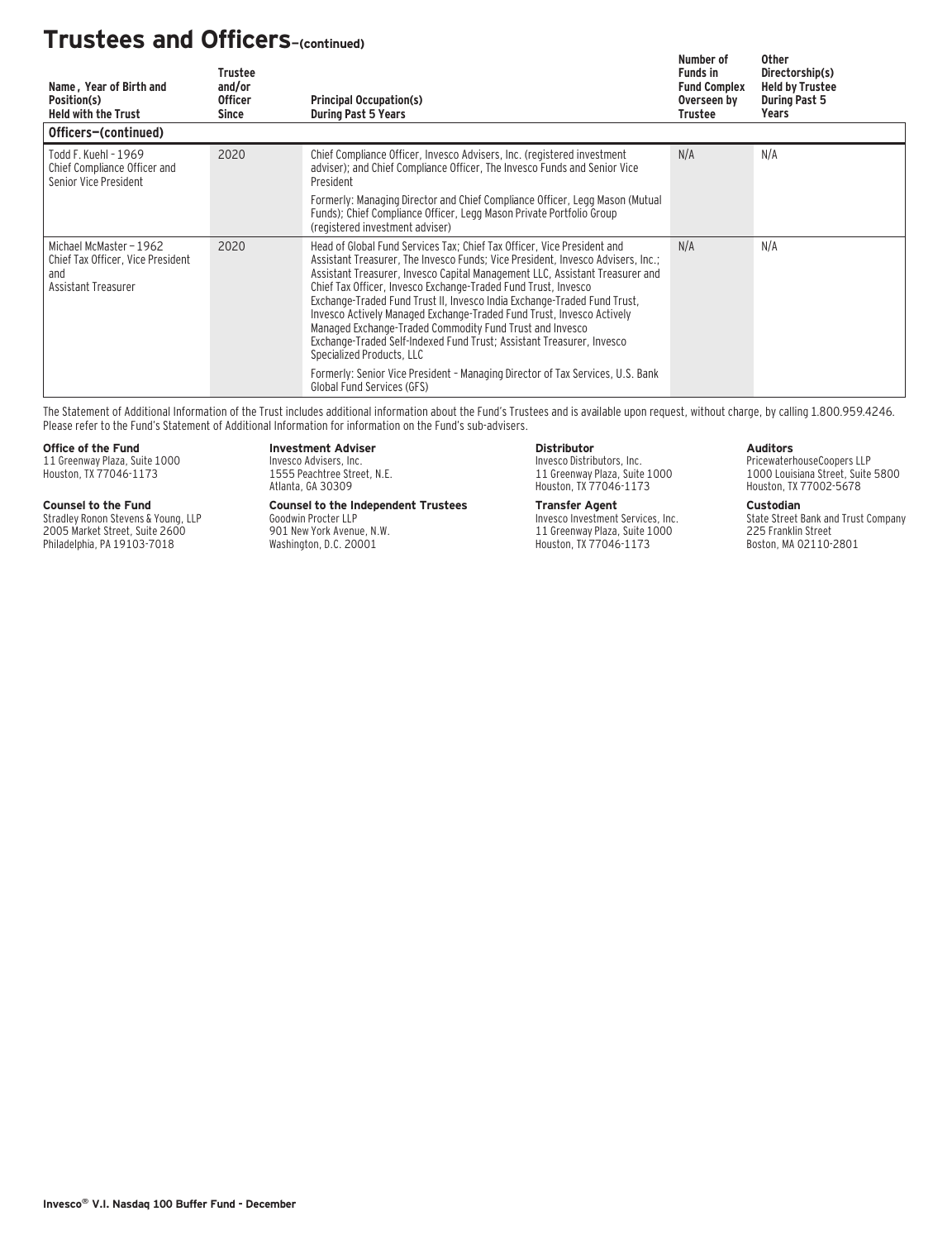# Trustees and Officers–(continued)

| Name , Year of Birth and Position(s) Held with the Trust | Trustee and/or Officer Since | Principal Occupation(s) During Past 5 Years | Number of Funds in Fund Complex Overseen by Trustee | Other Directorship(s) Held by Trustee During Past 5 Years |
|---|---|---|---|---|
| **Officers–(continued)** | | | | |
| Todd F. Kuehl - 1969 Chief Compliance Officer and Senior Vice President | 2020 | Chief Compliance Officer, Invesco Advisers, Inc. (registered investment adviser); and Chief Compliance Officer, The Invesco Funds and Senior Vice President<br><br>Formerly: Managing Director and Chief Compliance Officer, Legg Mason (Mutual Funds); Chief Compliance Officer, Legg Mason Private Portfolio Group (registered investment adviser) | N/A | N/A |
| Michael McMaster – 1962 Chief Tax Officer, Vice President and Assistant Treasurer | 2020 | Head of Global Fund Services Tax; Chief Tax Officer, Vice President and Assistant Treasurer, The Invesco Funds; Vice President, Invesco Advisers, Inc.; Assistant Treasurer, Invesco Capital Management LLC, Assistant Treasurer and Chief Tax Officer, Invesco Exchange-Traded Fund Trust, Invesco Exchange-Traded Fund Trust II, Invesco India Exchange-Traded Fund Trust, Invesco Actively Managed Exchange-Traded Fund Trust, Invesco Actively Managed Exchange-Traded Commodity Fund Trust and Invesco Exchange-Traded Self-Indexed Fund Trust; Assistant Treasurer, Invesco Specialized Products, LLC<br><br>Formerly: Senior Vice President - Managing Director of Tax Services, U.S. Bank Global Fund Services (GFS) | N/A | N/A |

The Statement of Additional Information of the Trust includes additional information about the Fund's Trustees and is available upon request, without charge, by calling 1.800.959.4246. Please refer to the Fund's Statement of Additional Information for information on the Fund's sub-advisers.

**Office of the Fund**
11 Greenway Plaza, Suite 1000
Houston, TX 77046-1173

**Counsel to the Fund**
Stradley Ronon Stevens & Young, LLP
2005 Market Street, Suite 2600
Philadelphia, PA 19103-7018

**Investment Adviser**
Invesco Advisers, Inc.
1555 Peachtree Street, N.E.
Atlanta, GA 30309

**Counsel to the Independent Trustees**
Goodwin Procter LLP
901 New York Avenue, N.W.
Washington, D.C. 20001

**Distributor**
Invesco Distributors, Inc.
11 Greenway Plaza, Suite 1000
Houston, TX 77046-1173

**Transfer Agent**
Invesco Investment Services, Inc.
11 Greenway Plaza, Suite 1000
Houston, TX 77046-1173

**Auditors**
PricewaterhouseCoopers LLP
1000 Louisiana Street, Suite 5800
Houston, TX 77002-5678

**Custodian**
State Street Bank and Trust Company
225 Franklin Street
Boston, MA 02110-2801